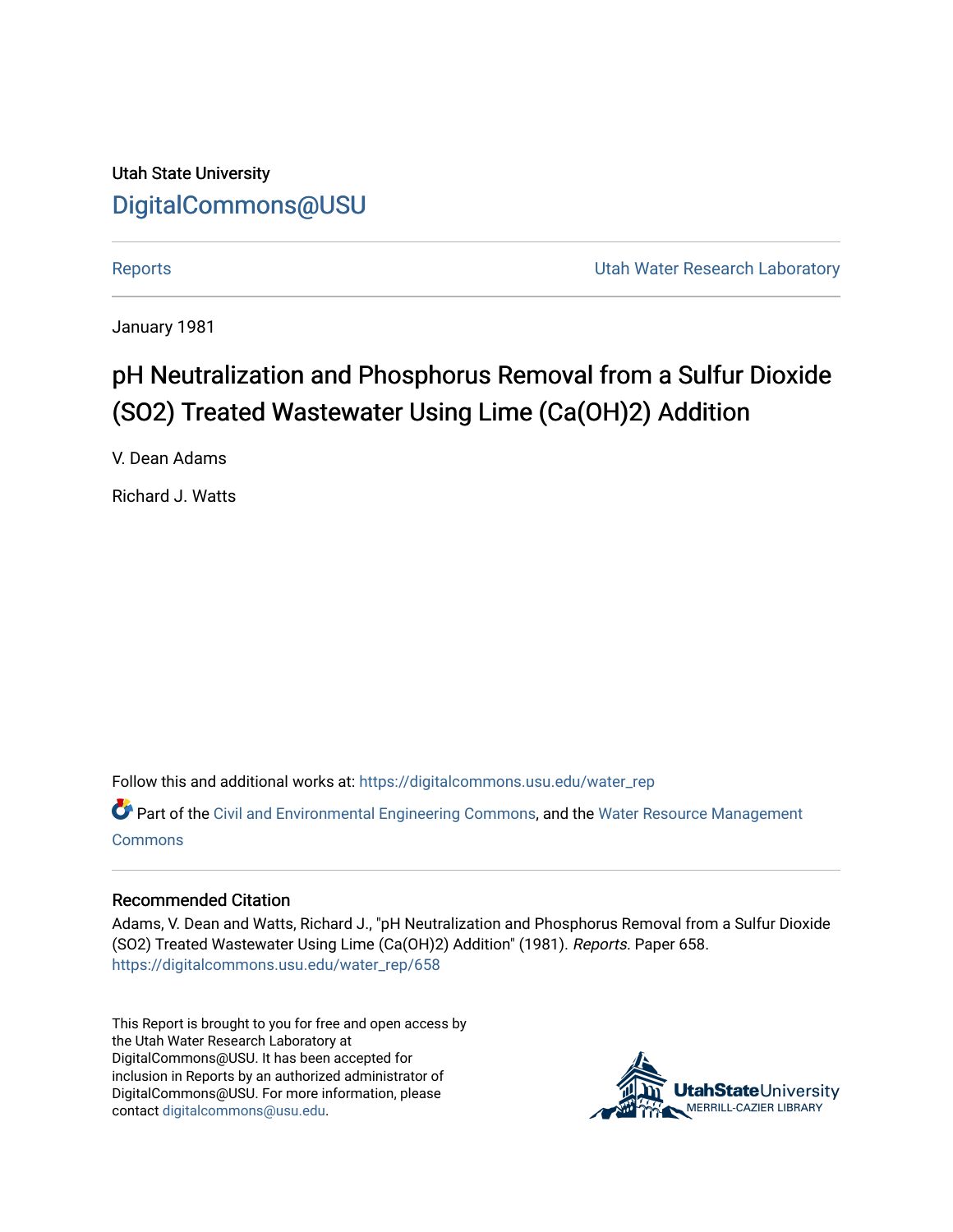Utah State University

# DigitalCommons@USU

Reports | Utah Water Research Laboratory

January 1981

# pH Neutralization and Phosphorus Removal from a Sulfur Dioxide (SO2) Treated Wastewater Using Lime (Ca(OH)2) Addition

V. Dean Adams

Richard J. Watts

Follow this and additional works at: https://digitalcommons.usu.edu/water_rep

Part of the Civil and Environmental Engineering Commons, and the Water Resource Management Commons

## Recommended Citation

Adams, V. Dean and Watts, Richard J., "pH Neutralization and Phosphorus Removal from a Sulfur Dioxide (SO2) Treated Wastewater Using Lime (Ca(OH)2) Addition" (1981). *Reports.* Paper 658.
https://digitalcommons.usu.edu/water_rep/658

This Report is brought to you for free and open access by the Utah Water Research Laboratory at DigitalCommons@USU. It has been accepted for inclusion in Reports by an authorized administrator of DigitalCommons@USU. For more information, please contact digitalcommons@usu.edu.

UtahStateUniversity MERRILL-CAZIER LIBRARY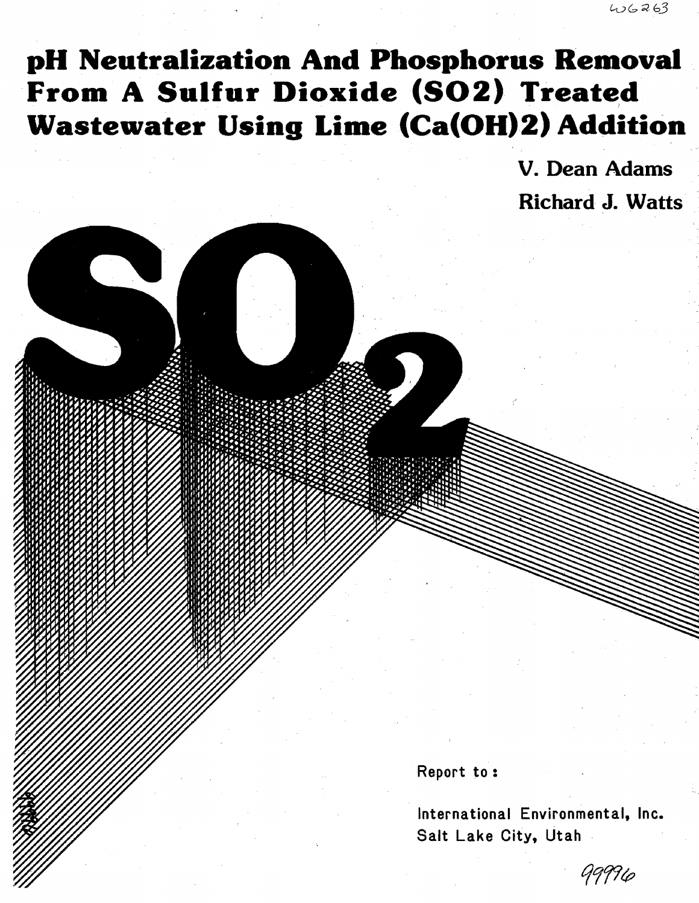# pH Neutralization And Phosphorus Removal From A Sulfur Dioxide (SO2) Treated Wastewater Using Lime (Ca(OH)2) Addition

V. Dean Adams

Richard J. Watts

Report to:

International Environmental, Inc.
Salt Lake City, Utah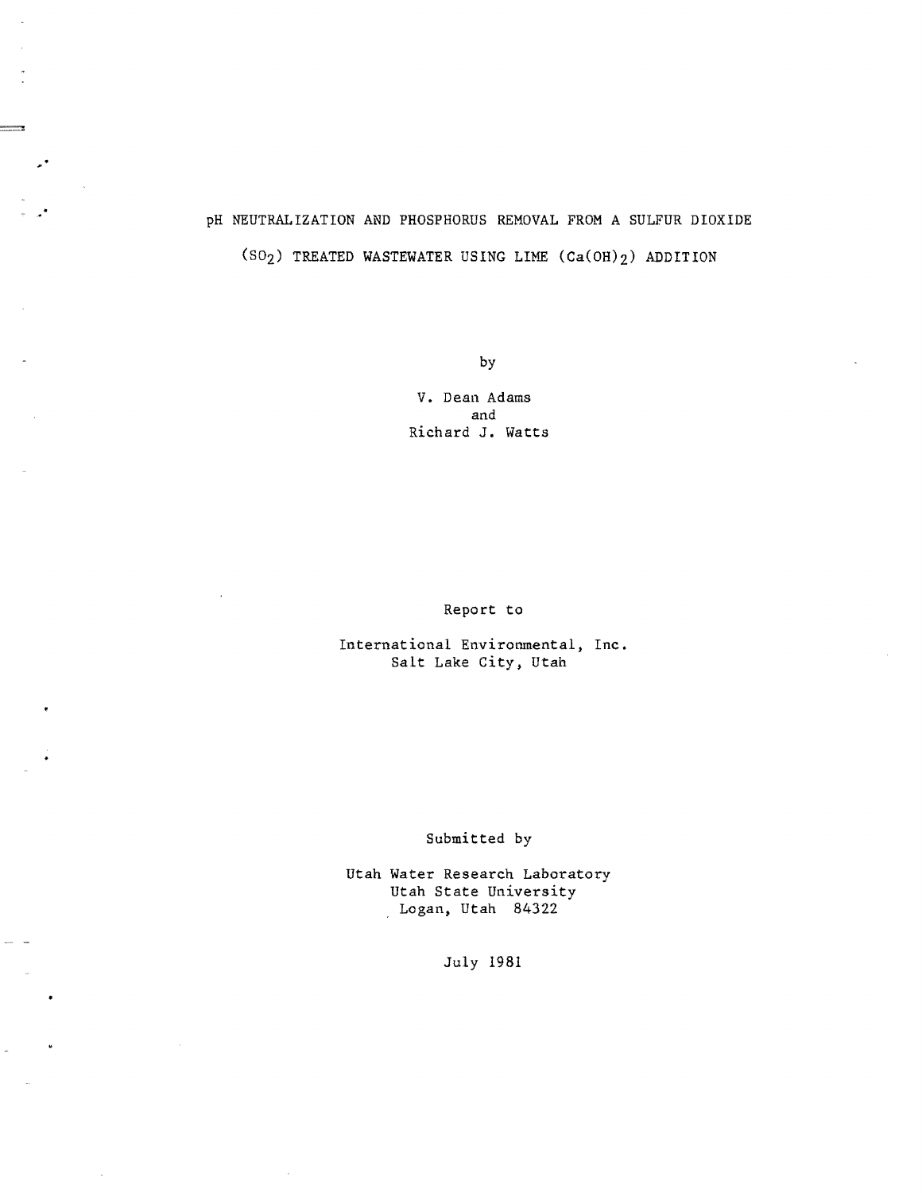# pH NEUTRALIZATION AND PHOSPHORUS REMOVAL FROM A SULFUR DIOXIDE ($SO_2$) TREATED WASTEWATER USING LIME ($Ca(OH)_2$) ADDITION

by

V. Dean Adams
and
Richard J. Watts

Report to

International Environmental, Inc.
Salt Lake City, Utah

Submitted by

Utah Water Research Laboratory
Utah State University
Logan, Utah 84322

July 1981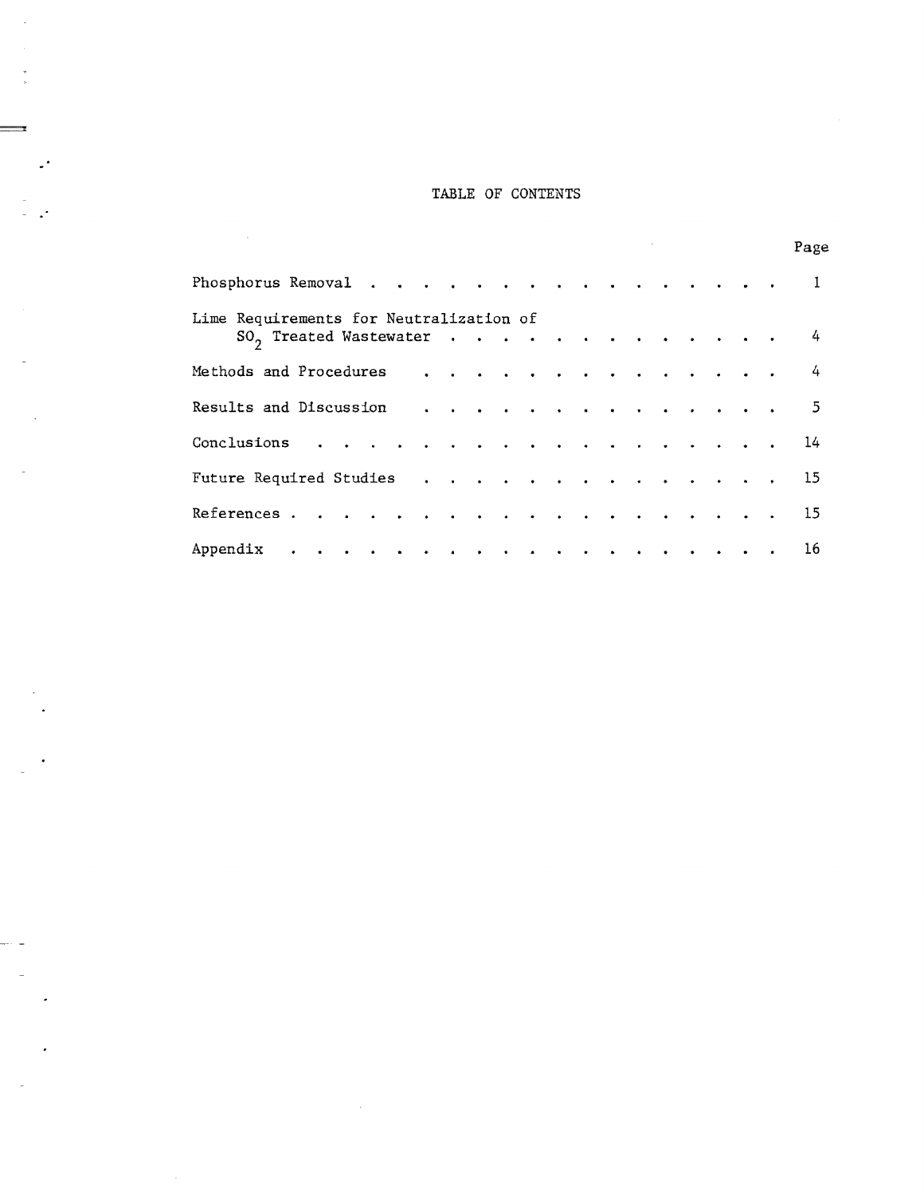# TABLE OF CONTENTS

| | Page |
|---|---|
| Phosphorus Removal | 1 |
| Lime Requirements for Neutralization of $SO_2$ Treated Wastewater | 4 |
| Methods and Procedures | 4 |
| Results and Discussion | 5 |
| Conclusions | 14 |
| Future Required Studies | 15 |
| References | 15 |
| Appendix | 16 |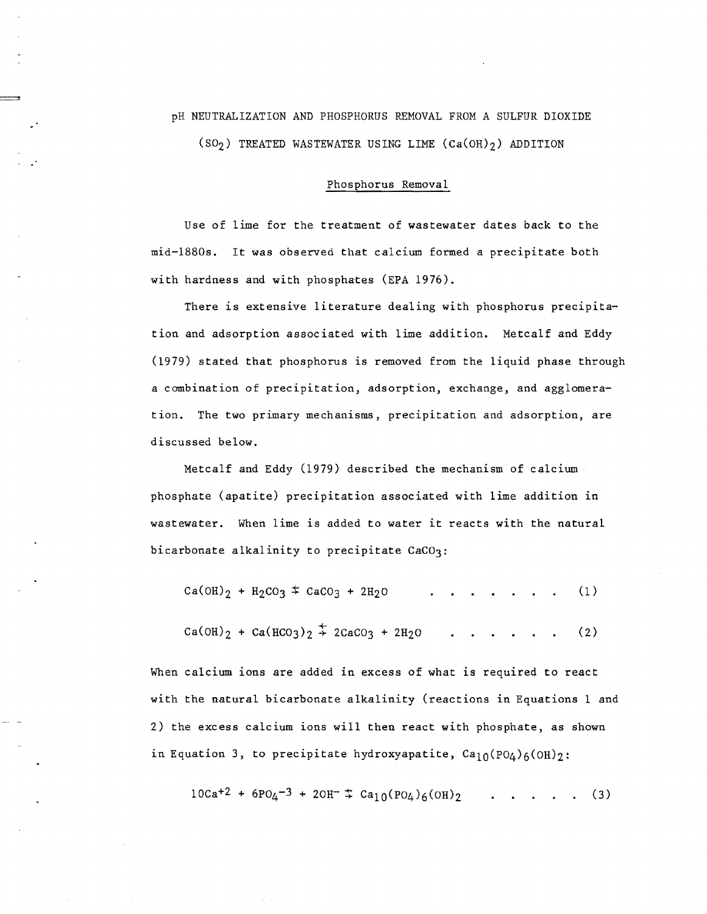# pH NEUTRALIZATION AND PHOSPHORUS REMOVAL FROM A SULFUR DIOXIDE ($SO_2$) TREATED WASTEWATER USING LIME ($Ca(OH)_2$) ADDITION

## Phosphorus Removal

Use of lime for the treatment of wastewater dates back to the mid-1880s. It was observed that calcium formed a precipitate both with hardness and with phosphates (EPA 1976).

There is extensive literature dealing with phosphorus precipitation and adsorption associated with lime addition. Metcalf and Eddy (1979) stated that phosphorus is removed from the liquid phase through a combination of precipitation, adsorption, exchange, and agglomeration. The two primary mechanisms, precipitation and adsorption, are discussed below.

Metcalf and Eddy (1979) described the mechanism of calcium phosphate (apatite) precipitation associated with lime addition in wastewater. When lime is added to water it reacts with the natural bicarbonate alkalinity to precipitate $CaCO_3$:

$$Ca(OH)_2 + H_2CO_3 \rightleftharpoons CaCO_3 + 2H_2O \quad \quad (1)$$

$$Ca(OH)_2 + Ca(HCO_3)_2 \rightleftharpoons 2CaCO_3 + 2H_2O \quad \quad (2)$$

When calcium ions are added in excess of what is required to react with the natural bicarbonate alkalinity (reactions in Equations 1 and 2) the excess calcium ions will then react with phosphate, as shown in Equation 3, to precipitate hydroxyapatite, $Ca_{10}(PO_4)_6(OH)_2$:

$$10Ca^{+2} + 6PO_4^{-3} + 2OH^- \rightleftharpoons Ca_{10}(PO_4)_6(OH)_2 \quad \quad (3)$$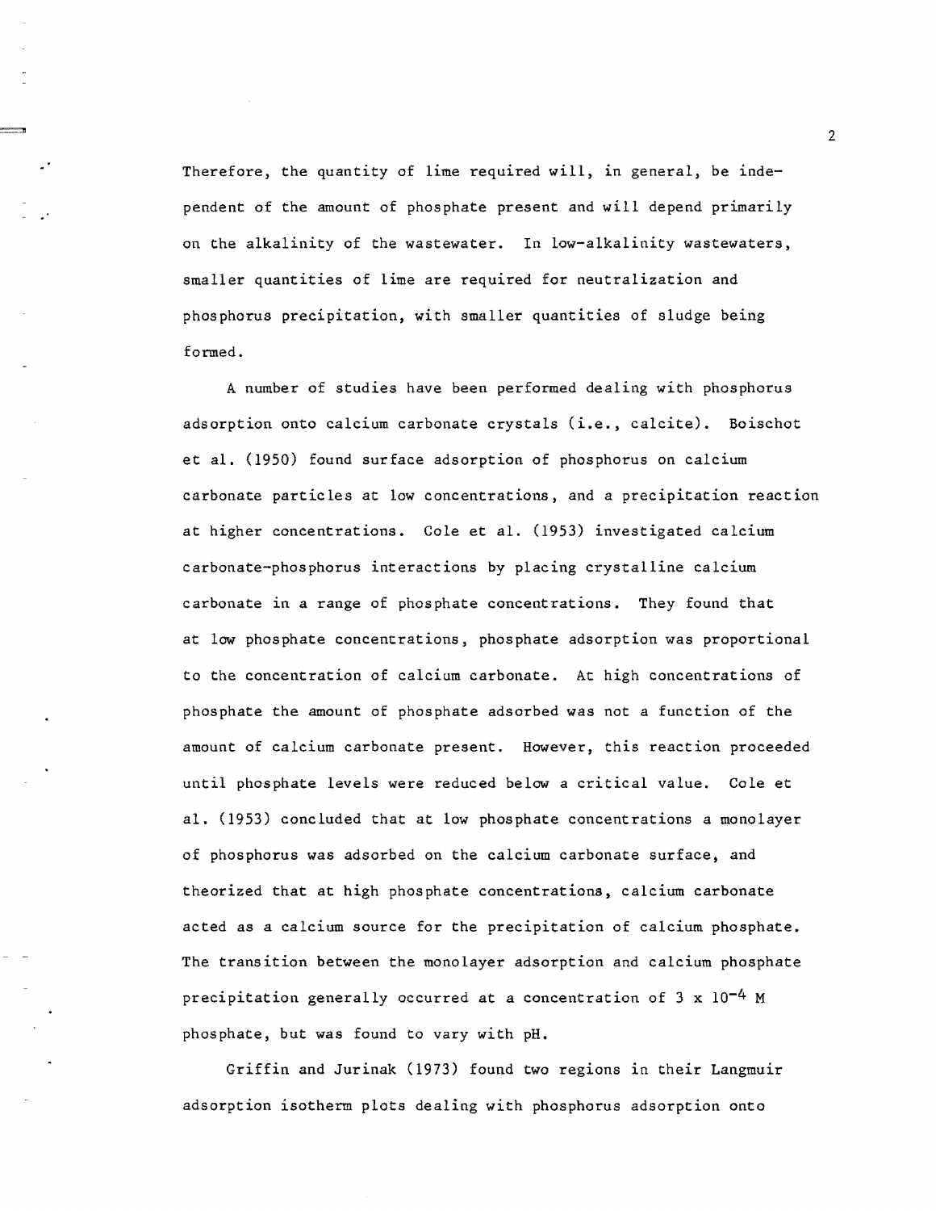Therefore, the quantity of lime required will, in general, be independent of the amount of phosphate present and will depend primarily on the alkalinity of the wastewater. In low-alkalinity wastewaters, smaller quantities of lime are required for neutralization and phosphorus precipitation, with smaller quantities of sludge being formed.

A number of studies have been performed dealing with phosphorus adsorption onto calcium carbonate crystals (i.e., calcite). Boischot et al. (1950) found surface adsorption of phosphorus on calcium carbonate particles at low concentrations, and a precipitation reaction at higher concentrations. Cole et al. (1953) investigated calcium carbonate-phosphorus interactions by placing crystalline calcium carbonate in a range of phosphate concentrations. They found that at low phosphate concentrations, phosphate adsorption was proportional to the concentration of calcium carbonate. At high concentrations of phosphate the amount of phosphate adsorbed was not a function of the amount of calcium carbonate present. However, this reaction proceeded until phosphate levels were reduced below a critical value. Cole et al. (1953) concluded that at low phosphate concentrations a monolayer of phosphorus was adsorbed on the calcium carbonate surface, and theorized that at high phosphate concentrations, calcium carbonate acted as a calcium source for the precipitation of calcium phosphate. The transition between the monolayer adsorption and calcium phosphate precipitation generally occurred at a concentration of $3 \times 10^{-4}$ M phosphate, but was found to vary with pH.

Griffin and Jurinak (1973) found two regions in their Langmuir adsorption isotherm plots dealing with phosphorus adsorption onto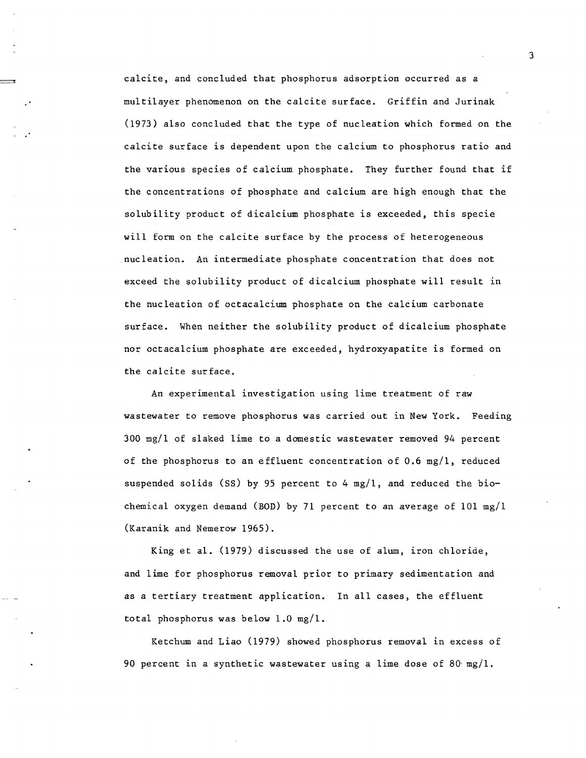calcite, and concluded that phosphorus adsorption occurred as a multilayer phenomenon on the calcite surface. Griffin and Jurinak (1973) also concluded that the type of nucleation which formed on the calcite surface is dependent upon the calcium to phosphorus ratio and the various species of calcium phosphate. They further found that if the concentrations of phosphate and calcium are high enough that the solubility product of dicalcium phosphate is exceeded, this specie will form on the calcite surface by the process of heterogeneous nucleation. An intermediate phosphate concentration that does not exceed the solubility product of dicalcium phosphate will result in the nucleation of octacalcium phosphate on the calcium carbonate surface. When neither the solubility product of dicalcium phosphate nor octacalcium phosphate are exceeded, hydroxyapatite is formed on the calcite surface.

An experimental investigation using lime treatment of raw wastewater to remove phosphorus was carried out in New York. Feeding 300 mg/l of slaked lime to a domestic wastewater removed 94 percent of the phosphorus to an effluent concentration of 0.6 mg/l, reduced suspended solids (SS) by 95 percent to 4 mg/l, and reduced the biochemical oxygen demand (BOD) by 71 percent to an average of 101 mg/l (Karanik and Nemerow 1965).

King et al. (1979) discussed the use of alum, iron chloride, and lime for phosphorus removal prior to primary sedimentation and as a tertiary treatment application. In all cases, the effluent total phosphorus was below 1.0 mg/l.

Ketchum and Liao (1979) showed phosphorus removal in excess of 90 percent in a synthetic wastewater using a lime dose of 80 mg/l.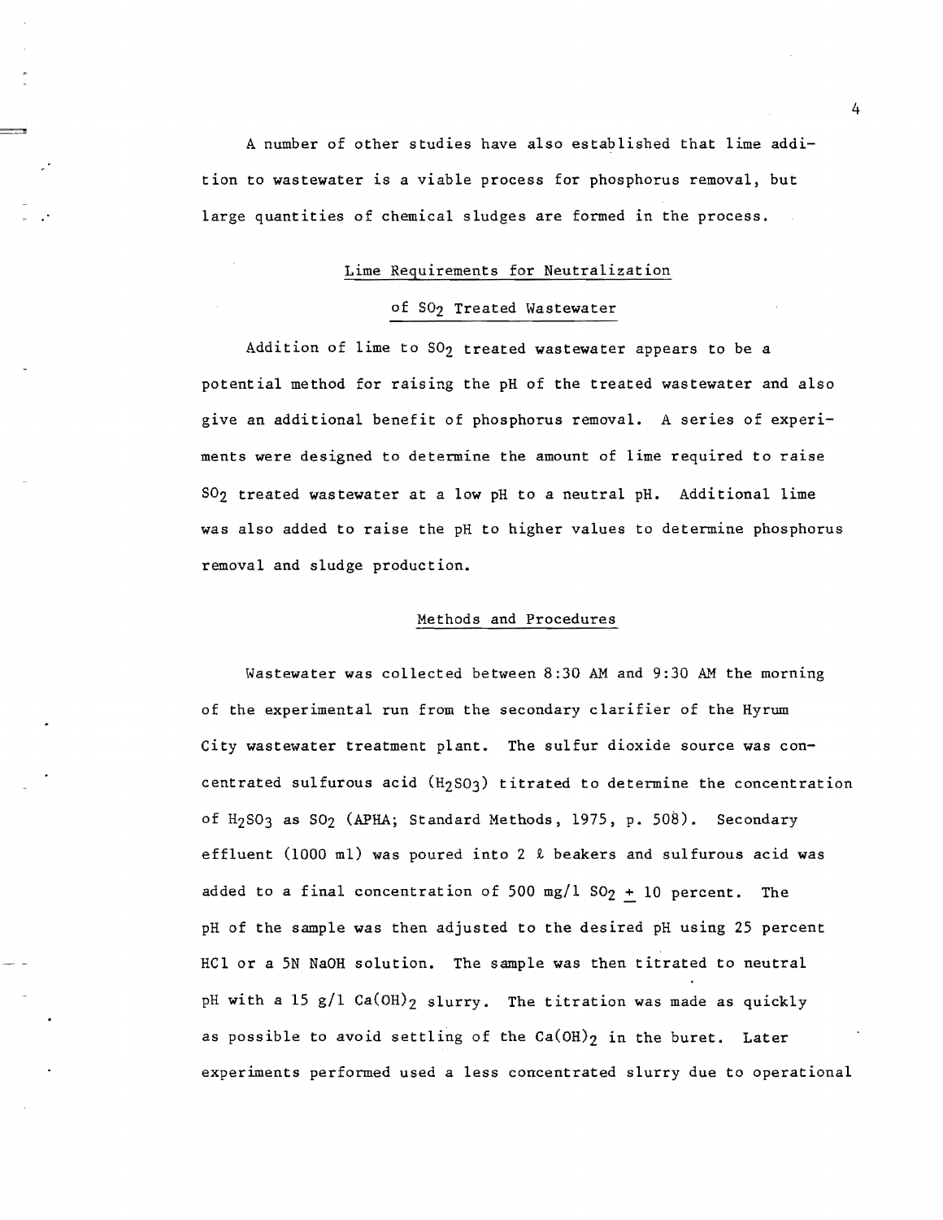A number of other studies have also established that lime addition to wastewater is a viable process for phosphorus removal, but large quantities of chemical sludges are formed in the process.

## Lime Requirements for Neutralization of $SO_2$ Treated Wastewater

Addition of lime to $SO_2$ treated wastewater appears to be a potential method for raising the pH of the treated wastewater and also give an additional benefit of phosphorus removal. A series of experiments were designed to determine the amount of lime required to raise $SO_2$ treated wastewater at a low pH to a neutral pH. Additional lime was also added to raise the pH to higher values to determine phosphorus removal and sludge production.

### Methods and Procedures

Wastewater was collected between 8:30 AM and 9:30 AM the morning of the experimental run from the secondary clarifier of the Hyrum City wastewater treatment plant. The sulfur dioxide source was concentrated sulfurous acid ($H_2SO_3$) titrated to determine the concentration of $H_2SO_3$ as $SO_2$ (APHA; Standard Methods, 1975, p. 508). Secondary effluent (1000 ml) was poured into 2 ℓ beakers and sulfurous acid was added to a final concentration of 500 mg/l $SO_2$ $\pm$ 10 percent. The pH of the sample was then adjusted to the desired pH using 25 percent HCl or a 5N NaOH solution. The sample was then titrated to neutral pH with a 15 g/l $Ca(OH)_2$ slurry. The titration was made as quickly as possible to avoid settling of the $Ca(OH)_2$ in the buret. Later experiments performed used a less concentrated slurry due to operational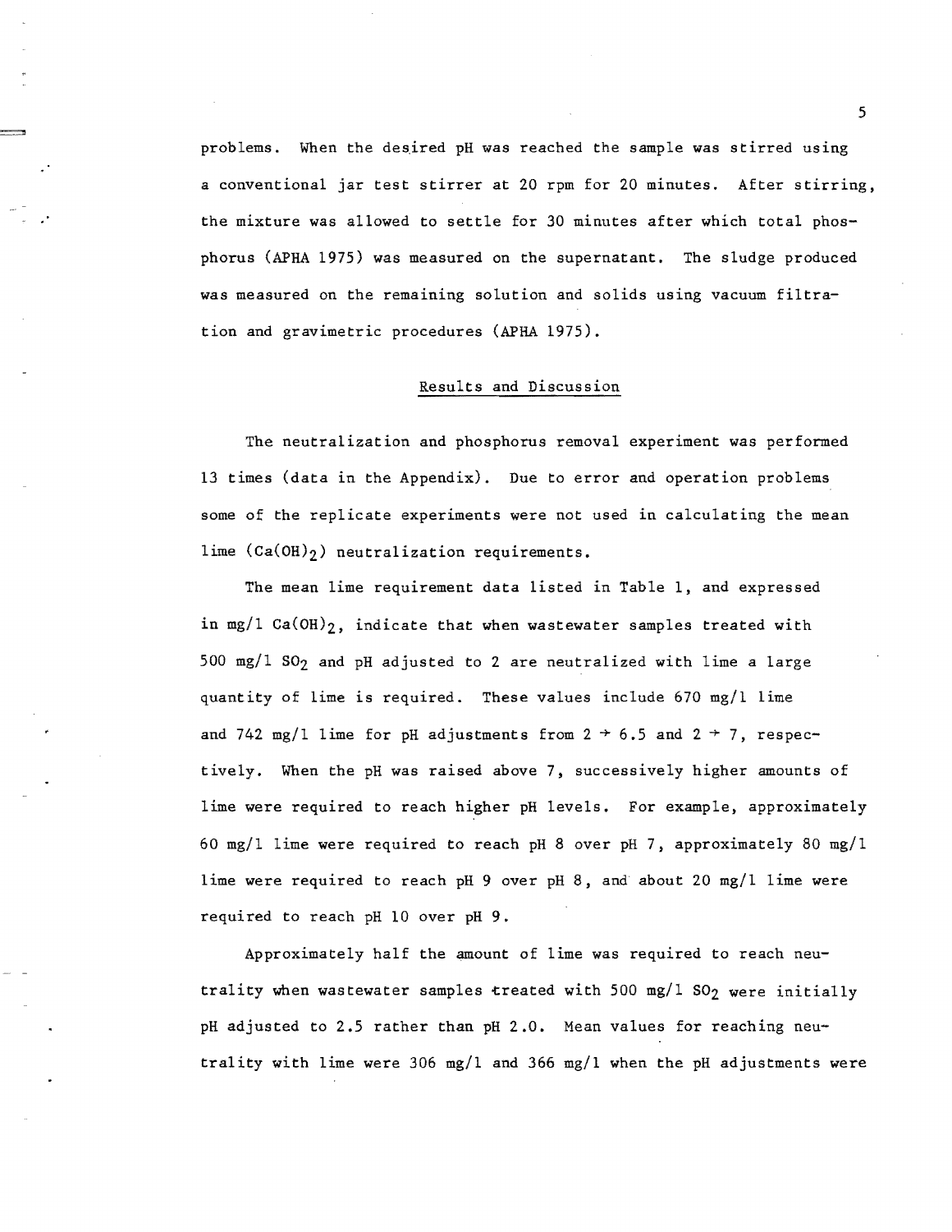problems. When the desired pH was reached the sample was stirred using a conventional jar test stirrer at 20 rpm for 20 minutes. After stirring, the mixture was allowed to settle for 30 minutes after which total phosphorus (APHA 1975) was measured on the supernatant. The sludge produced was measured on the remaining solution and solids using vacuum filtration and gravimetric procedures (APHA 1975).

## Results and Discussion

The neutralization and phosphorus removal experiment was performed 13 times (data in the Appendix). Due to error and operation problems some of the replicate experiments were not used in calculating the mean lime ($Ca(OH)_2$) neutralization requirements.

The mean lime requirement data listed in Table 1, and expressed in mg/l $Ca(OH)_2$, indicate that when wastewater samples treated with 500 mg/l $SO_2$ and pH adjusted to 2 are neutralized with lime a large quantity of lime is required. These values include 670 mg/l lime and 742 mg/l lime for pH adjustments from $2 \rightarrow 6.5$ and $2 \rightarrow 7$, respectively. When the pH was raised above 7, successively higher amounts of lime were required to reach higher pH levels. For example, approximately 60 mg/l lime were required to reach pH 8 over pH 7, approximately 80 mg/l lime were required to reach pH 9 over pH 8, and about 20 mg/l lime were required to reach pH 10 over pH 9.

Approximately half the amount of lime was required to reach neutrality when wastewater samples treated with 500 mg/l $SO_2$ were initially pH adjusted to 2.5 rather than pH 2.0. Mean values for reaching neutrality with lime were 306 mg/l and 366 mg/l when the pH adjustments were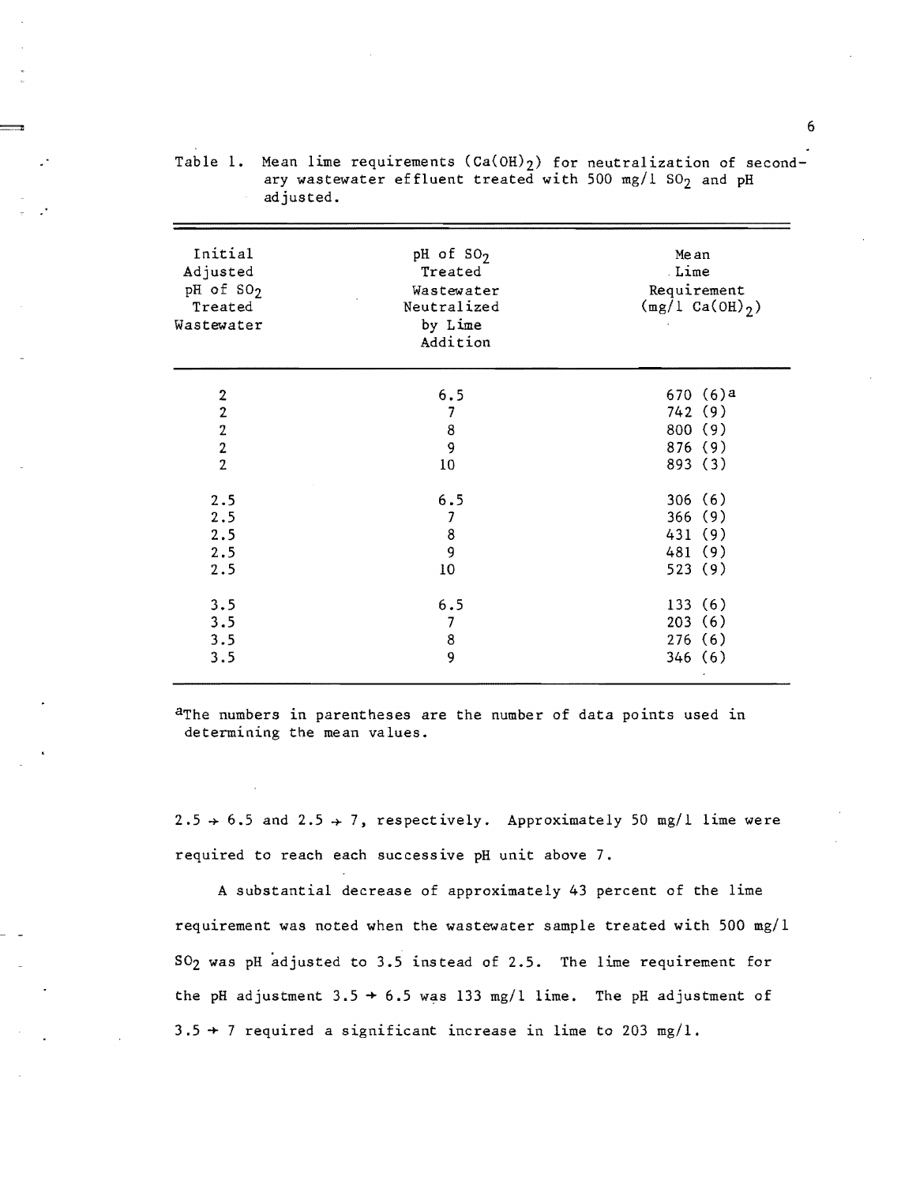Table 1. Mean lime requirements ($Ca(OH)_2$) for neutralization of secondary wastewater effluent treated with 500 mg/l $SO_2$ and pH adjusted.

| Initial Adjusted pH of $SO_2$ Treated Wastewater | pH of $SO_2$ Treated Wastewater Neutralized by Lime Addition | Mean Lime Requirement (mg/l $Ca(OH)_2$) |
|---|---|---|
| 2 | 6.5 | 670 (6)[a] |
| 2 | 7 | 742 (9) |
| 2 | 8 | 800 (9) |
| 2 | 9 | 876 (9) |
| 2 | 10 | 893 (3) |
| 2.5 | 6.5 | 306 (6) |
| 2.5 | 7 | 366 (9) |
| 2.5 | 8 | 431 (9) |
| 2.5 | 9 | 481 (9) |
| 2.5 | 10 | 523 (9) |
| 3.5 | 6.5 | 133 (6) |
| 3.5 | 7 | 203 (6) |
| 3.5 | 8 | 276 (6) |
| 3.5 | 9 | 346 (6) |

[a]The numbers in parentheses are the number of data points used in determining the mean values.

2.5 → 6.5 and 2.5 → 7, respectively. Approximately 50 mg/l lime were required to reach each successive pH unit above 7.

A substantial decrease of approximately 43 percent of the lime requirement was noted when the wastewater sample treated with 500 mg/l $SO_2$ was pH adjusted to 3.5 instead of 2.5. The lime requirement for the pH adjustment 3.5 → 6.5 was 133 mg/l lime. The pH adjustment of 3.5 → 7 required a significant increase in lime to 203 mg/l.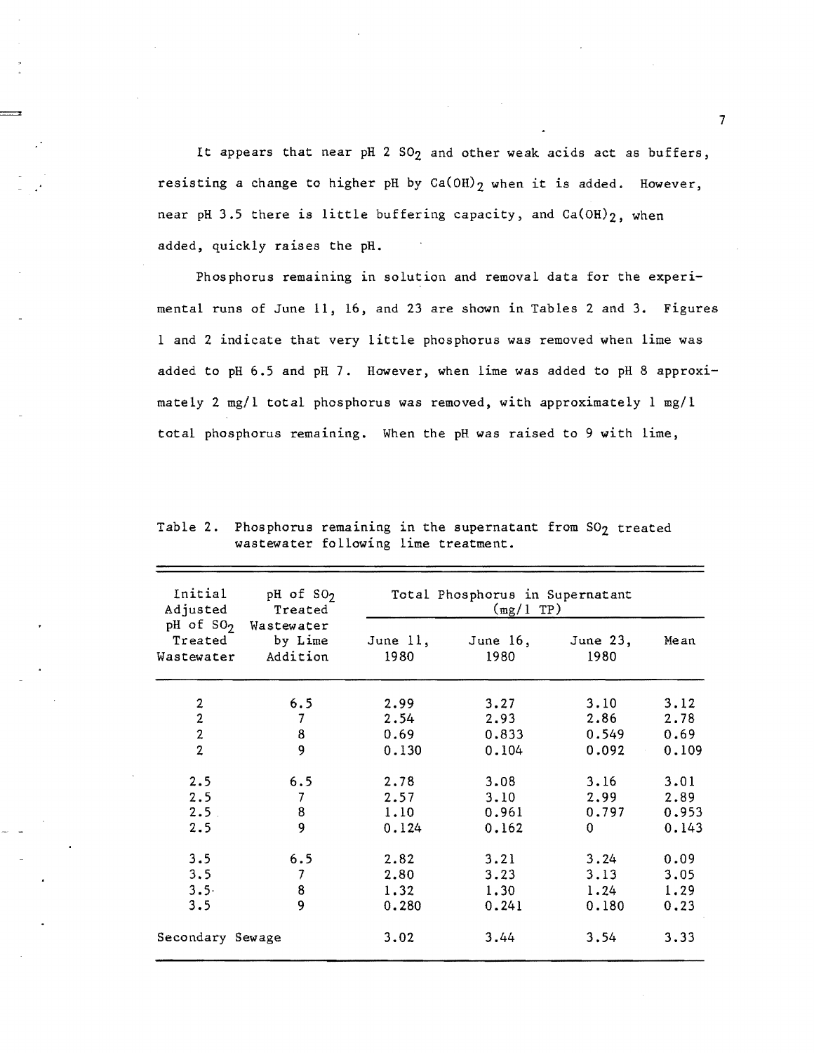It appears that near pH 2 $SO_2$ and other weak acids act as buffers, resisting a change to higher pH by $Ca(OH)_2$ when it is added. However, near pH 3.5 there is little buffering capacity, and $Ca(OH)_2$, when added, quickly raises the pH.

Phosphorus remaining in solution and removal data for the experimental runs of June 11, 16, and 23 are shown in Tables 2 and 3. Figures 1 and 2 indicate that very little phosphorus was removed when lime was added to pH 6.5 and pH 7. However, when lime was added to pH 8 approximately 2 mg/l total phosphorus was removed, with approximately 1 mg/l total phosphorus remaining. When the pH was raised to 9 with lime,

Table 2. Phosphorus remaining in the supernatant from $SO_2$ treated wastewater following lime treatment.

| Initial Adjusted pH of $SO_2$ Treated Wastewater | pH of $SO_2$ Treated Wastewater by Lime Addition | Total Phosphorus in Supernatant (mg/l TP) | | | |
|---|---|---|---|---|---|
| | | June 11, 1980 | June 16, 1980 | June 23, 1980 | Mean |
| 2 | 6.5 | 2.99 | 3.27 | 3.10 | 3.12 |
| 2 | 7 | 2.54 | 2.93 | 2.86 | 2.78 |
| 2 | 8 | 0.69 | 0.833 | 0.549 | 0.69 |
| 2 | 9 | 0.130 | 0.104 | 0.092 | 0.109 |
| 2.5 | 6.5 | 2.78 | 3.08 | 3.16 | 3.01 |
| 2.5 | 7 | 2.57 | 3.10 | 2.99 | 2.89 |
| 2.5 | 8 | 1.10 | 0.961 | 0.797 | 0.953 |
| 2.5 | 9 | 0.124 | 0.162 | 0 | 0.143 |
| 3.5 | 6.5 | 2.82 | 3.21 | 3.24 | 0.09 |
| 3.5 | 7 | 2.80 | 3.23 | 3.13 | 3.05 |
| 3.5 | 8 | 1.32 | 1.30 | 1.24 | 1.29 |
| 3.5 | 9 | 0.280 | 0.241 | 0.180 | 0.23 |
| Secondary Sewage | | 3.02 | 3.44 | 3.54 | 3.33 |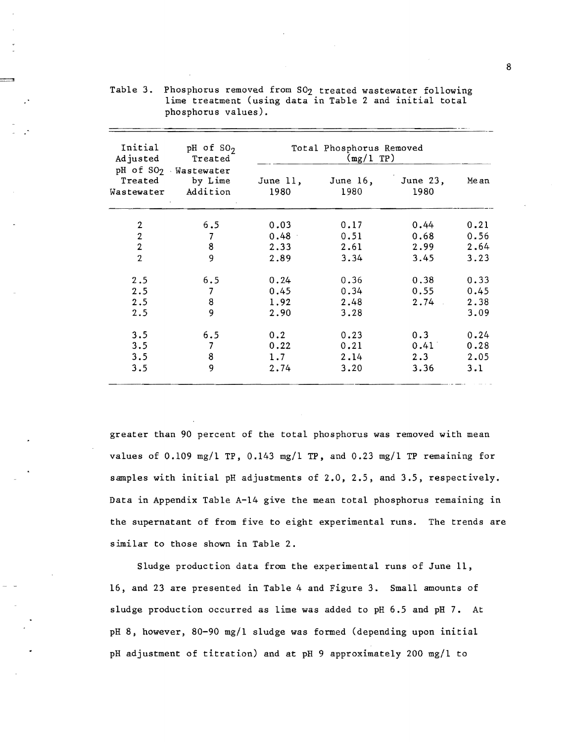Table 3. Phosphorus removed from $SO_2$ treated wastewater following lime treatment (using data in Table 2 and initial total phosphorus values).

| Initial Adjusted pH of $SO_2$ Treated Wastewater | pH of $SO_2$ Treated Wastewater by Lime Addition | Total Phosphorus Removed (mg/l TP) | | | |
|---|---|---|---|---|---|
| | | June 11, 1980 | June 16, 1980 | June 23, 1980 | Mean |
| 2 | 6.5 | 0.03 | 0.17 | 0.44 | 0.21 |
| 2 | 7 | 0.48 | 0.51 | 0.68 | 0.56 |
| 2 | 8 | 2.33 | 2.61 | 2.99 | 2.64 |
| 2 | 9 | 2.89 | 3.34 | 3.45 | 3.23 |
| 2.5 | 6.5 | 0.24 | 0.36 | 0.38 | 0.33 |
| 2.5 | 7 | 0.45 | 0.34 | 0.55 | 0.45 |
| 2.5 | 8 | 1.92 | 2.48 | 2.74 | 2.38 |
| 2.5 | 9 | 2.90 | 3.28 | | 3.09 |
| 3.5 | 6.5 | 0.2 | 0.23 | 0.3 | 0.24 |
| 3.5 | 7 | 0.22 | 0.21 | 0.41 | 0.28 |
| 3.5 | 8 | 1.7 | 2.14 | 2.3 | 2.05 |
| 3.5 | 9 | 2.74 | 3.20 | 3.36 | 3.1 |

greater than 90 percent of the total phosphorus was removed with mean values of 0.109 mg/l TP, 0.143 mg/l TP, and 0.23 mg/l TP remaining for samples with initial pH adjustments of 2.0, 2.5, and 3.5, respectively. Data in Appendix Table A-14 give the mean total phosphorus remaining in the supernatant of from five to eight experimental runs. The trends are similar to those shown in Table 2.

Sludge production data from the experimental runs of June 11, 16, and 23 are presented in Table 4 and Figure 3. Small amounts of sludge production occurred as lime was added to pH 6.5 and pH 7. At pH 8, however, 80-90 mg/l sludge was formed (depending upon initial pH adjustment of titration) and at pH 9 approximately 200 mg/l to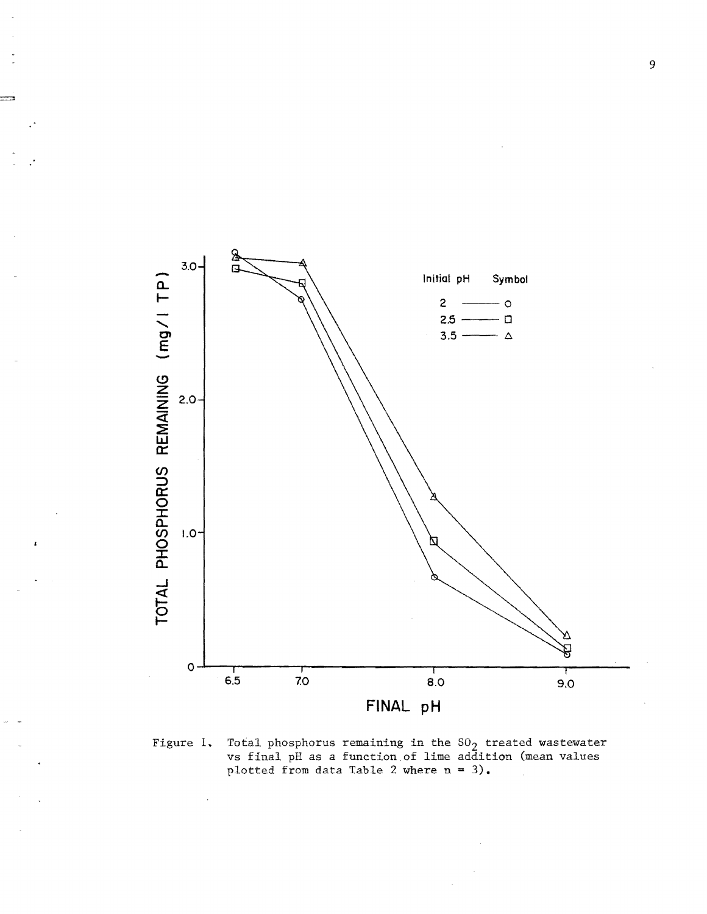Figure 1. Total phosphorus remaining in the $SO_2$ treated wastewater vs final pH as a function of lime addition (mean values plotted from data Table 2 where n = 3).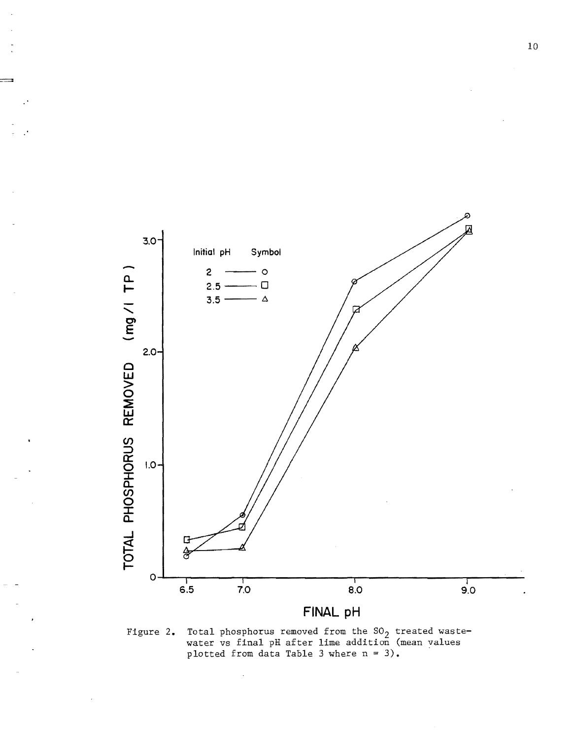Figure 2. Total phosphorus removed from the $SO_2$ treated wastewater vs final pH after lime addition (mean values plotted from data Table 3 where n = 3).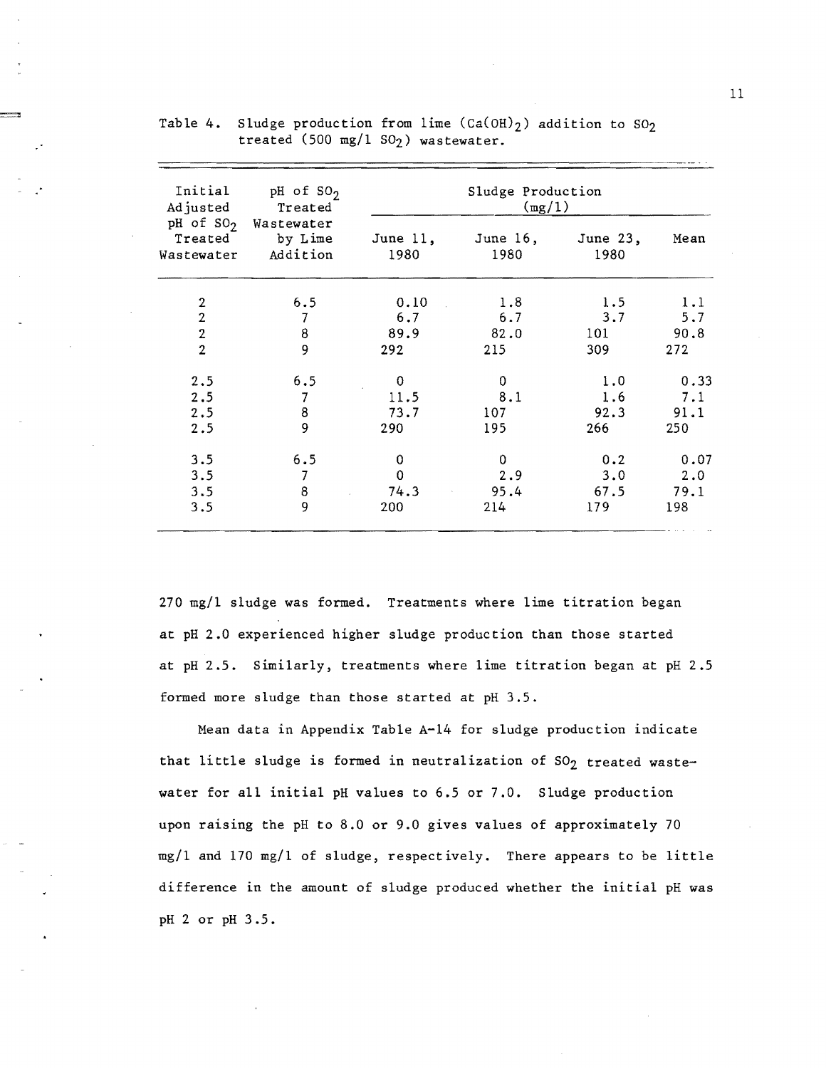Table 4. Sludge production from lime ($Ca(OH)_2$) addition to $SO_2$ treated (500 mg/l $SO_2$) wastewater.

| Initial Adjusted pH of $SO_2$ Treated Wastewater | pH of $SO_2$ Treated Wastewater by Lime Addition | Sludge Production (mg/l) | | | |
|---|---|---|---|---|---|
| | | June 11, 1980 | June 16, 1980 | June 23, 1980 | Mean |
| 2 | 6.5 | 0.10 | 1.8 | 1.5 | 1.1 |
| 2 | 7 | 6.7 | 6.7 | 3.7 | 5.7 |
| 2 | 8 | 89.9 | 82.0 | 101 | 90.8 |
| 2 | 9 | 292 | 215 | 309 | 272 |
| 2.5 | 6.5 | 0 | 0 | 1.0 | 0.33 |
| 2.5 | 7 | 11.5 | 8.1 | 1.6 | 7.1 |
| 2.5 | 8 | 73.7 | 107 | 92.3 | 91.1 |
| 2.5 | 9 | 290 | 195 | 266 | 250 |
| 3.5 | 6.5 | 0 | 0 | 0.2 | 0.07 |
| 3.5 | 7 | 0 | 2.9 | 3.0 | 2.0 |
| 3.5 | 8 | 74.3 | 95.4 | 67.5 | 79.1 |
| 3.5 | 9 | 200 | 214 | 179 | 198 |

270 mg/l sludge was formed. Treatments where lime titration began at pH 2.0 experienced higher sludge production than those started at pH 2.5. Similarly, treatments where lime titration began at pH 2.5 formed more sludge than those started at pH 3.5.

Mean data in Appendix Table A-14 for sludge production indicate that little sludge is formed in neutralization of $SO_2$ treated wastewater for all initial pH values to 6.5 or 7.0. Sludge production upon raising the pH to 8.0 or 9.0 gives values of approximately 70 mg/l and 170 mg/l of sludge, respectively. There appears to be little difference in the amount of sludge produced whether the initial pH was pH 2 or pH 3.5.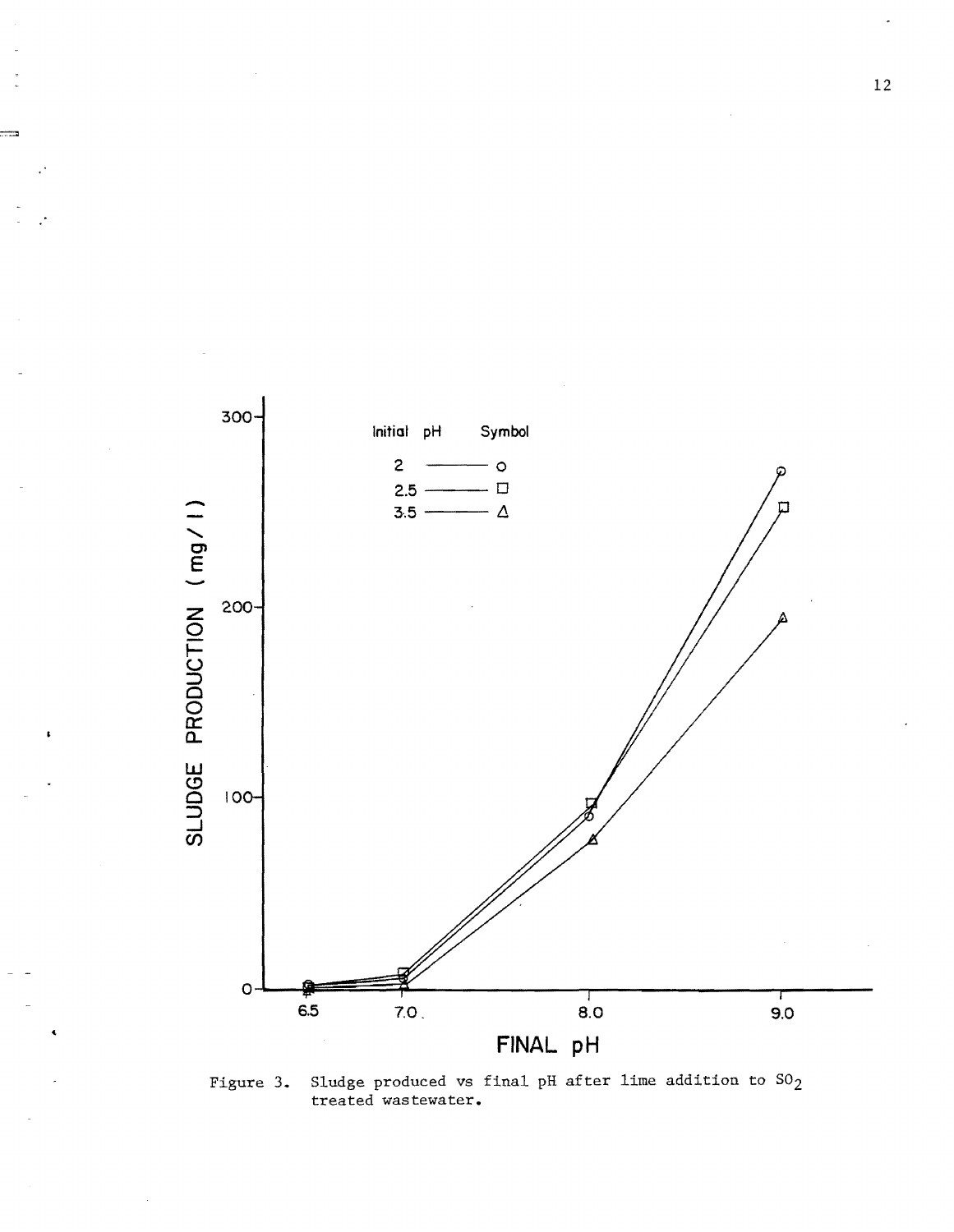Figure 3. Sludge produced vs final pH after lime addition to $SO_2$ treated wastewater.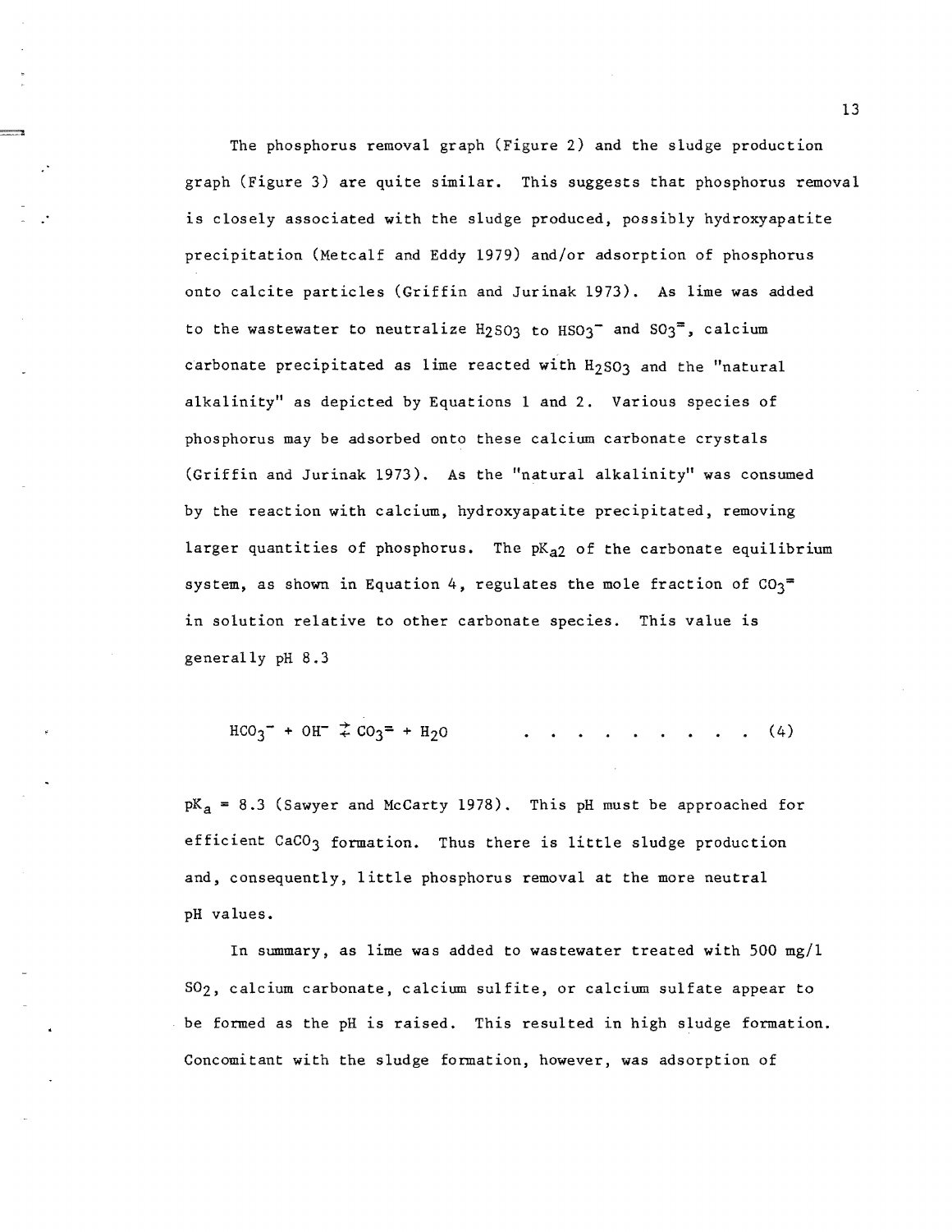The phosphorus removal graph (Figure 2) and the sludge production graph (Figure 3) are quite similar. This suggests that phosphorus removal is closely associated with the sludge produced, possibly hydroxyapatite precipitation (Metcalf and Eddy 1979) and/or adsorption of phosphorus onto calcite particles (Griffin and Jurinak 1973). As lime was added to the wastewater to neutralize $H_2SO_3$ to $HSO_3^-$ and $SO_3^=$, calcium carbonate precipitated as lime reacted with $H_2SO_3$ and the "natural alkalinity" as depicted by Equations 1 and 2. Various species of phosphorus may be adsorbed onto these calcium carbonate crystals (Griffin and Jurinak 1973). As the "natural alkalinity" was consumed by the reaction with calcium, hydroxyapatite precipitated, removing larger quantities of phosphorus. The $pK_{a2}$ of the carbonate equilibrium system, as shown in Equation 4, regulates the mole fraction of $CO_3^=$ in solution relative to other carbonate species. This value is generally pH 8.3

$$HCO_3^- + OH^- \rightleftarrows CO_3^= + H_2O \qquad (4)$$

$pK_a = 8.3$ (Sawyer and McCarty 1978). This pH must be approached for efficient $CaCO_3$ formation. Thus there is little sludge production and, consequently, little phosphorus removal at the more neutral pH values.

In summary, as lime was added to wastewater treated with 500 mg/l $SO_2$, calcium carbonate, calcium sulfite, or calcium sulfate appear to be formed as the pH is raised. This resulted in high sludge formation. Concomitant with the sludge formation, however, was adsorption of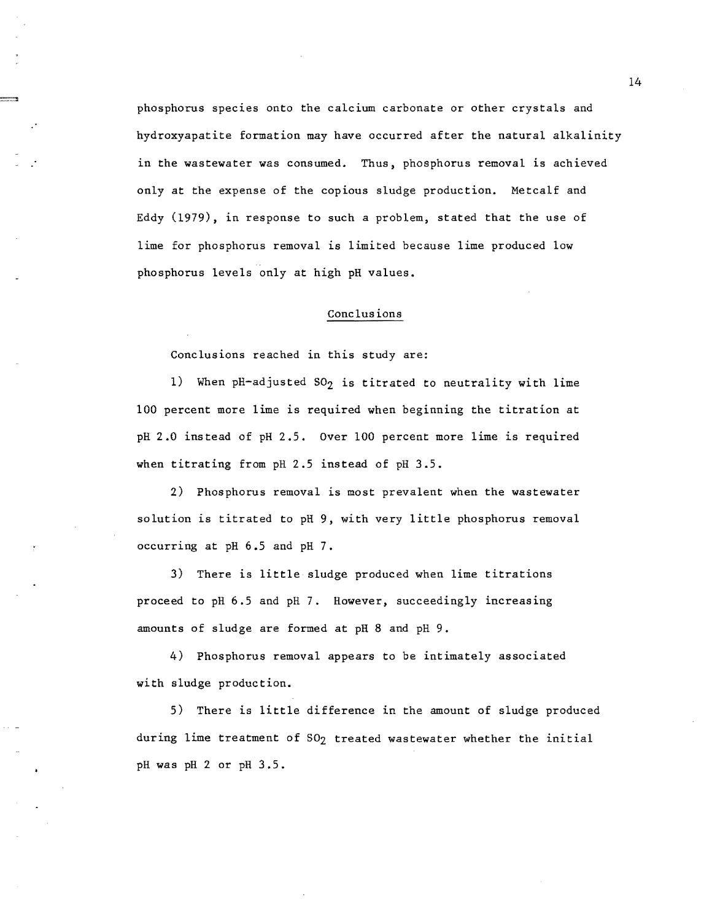phosphorus species onto the calcium carbonate or other crystals and hydroxyapatite formation may have occurred after the natural alkalinity in the wastewater was consumed. Thus, phosphorus removal is achieved only at the expense of the copious sludge production. Metcalf and Eddy (1979), in response to such a problem, stated that the use of lime for phosphorus removal is limited because lime produced low phosphorus levels only at high pH values.

## Conclusions

Conclusions reached in this study are:

1) When pH-adjusted $SO_2$ is titrated to neutrality with lime 100 percent more lime is required when beginning the titration at pH 2.0 instead of pH 2.5. Over 100 percent more lime is required when titrating from pH 2.5 instead of pH 3.5.

2) Phosphorus removal is most prevalent when the wastewater solution is titrated to pH 9, with very little phosphorus removal occurring at pH 6.5 and pH 7.

3) There is little sludge produced when lime titrations proceed to pH 6.5 and pH 7. However, succeedingly increasing amounts of sludge are formed at pH 8 and pH 9.

4) Phosphorus removal appears to be intimately associated with sludge production.

5) There is little difference in the amount of sludge produced during lime treatment of $SO_2$ treated wastewater whether the initial pH was pH 2 or pH 3.5.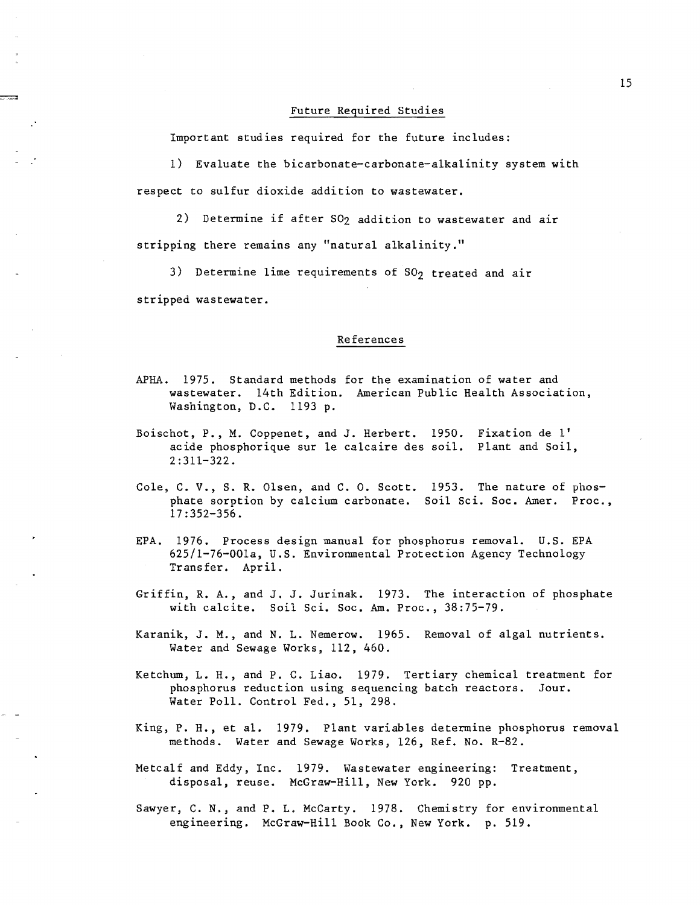## Future Required Studies

Important studies required for the future includes:

1) Evaluate the bicarbonate-carbonate-alkalinity system with respect to sulfur dioxide addition to wastewater.

2) Determine if after $SO_2$ addition to wastewater and air stripping there remains any "natural alkalinity."

3) Determine lime requirements of $SO_2$ treated and air stripped wastewater.

## References

APHA. 1975. Standard methods for the examination of water and wastewater. 14th Edition. American Public Health Association, Washington, D.C. 1193 p.

Boischot, P., M. Coppenet, and J. Herbert. 1950. Fixation de l' acide phosphorique sur le calcaire des soil. Plant and Soil, 2:311-322.

Cole, C. V., S. R. Olsen, and C. O. Scott. 1953. The nature of phosphate sorption by calcium carbonate. Soil Sci. Soc. Amer. Proc., 17:352-356.

EPA. 1976. Process design manual for phosphorus removal. U.S. EPA 625/1-76-001a, U.S. Environmental Protection Agency Technology Transfer. April.

Griffin, R. A., and J. J. Jurinak. 1973. The interaction of phosphate with calcite. Soil Sci. Soc. Am. Proc., 38:75-79.

Karanik, J. M., and N. L. Nemerow. 1965. Removal of algal nutrients. Water and Sewage Works, 112, 460.

Ketchum, L. H., and P. C. Liao. 1979. Tertiary chemical treatment for phosphorus reduction using sequencing batch reactors. Jour. Water Poll. Control Fed., 51, 298.

King, P. H., et al. 1979. Plant variables determine phosphorus removal methods. Water and Sewage Works, 126, Ref. No. R-82.

Metcalf and Eddy, Inc. 1979. Wastewater engineering: Treatment, disposal, reuse. McGraw-Hill, New York. 920 pp.

Sawyer, C. N., and P. L. McCarty. 1978. Chemistry for environmental engineering. McGraw-Hill Book Co., New York. p. 519.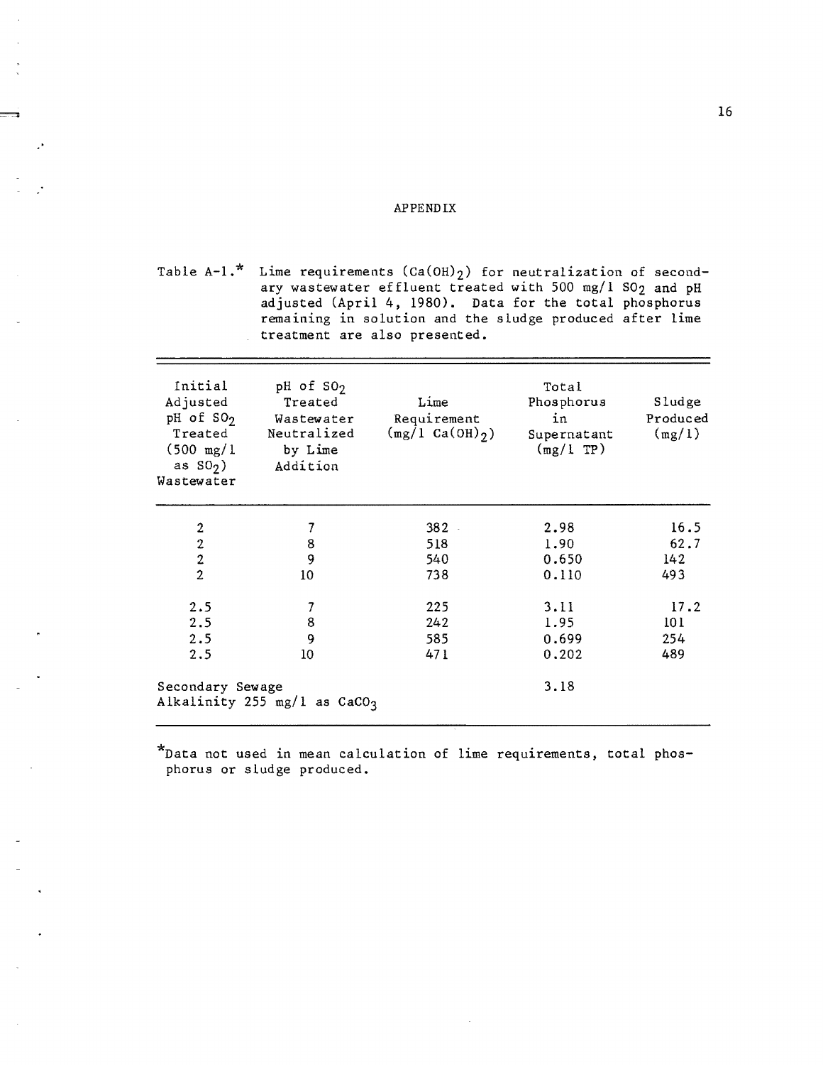# APPENDIX

Table A-1.* Lime requirements ($Ca(OH)_2$) for neutralization of secondary wastewater effluent treated with 500 mg/l $SO_2$ and pH adjusted (April 4, 1980). Data for the total phosphorus remaining in solution and the sludge produced after lime treatment are also presented.

| Initial Adjusted pH of $SO_2$ Treated (500 mg/l as $SO_2$) Wastewater | pH of $SO_2$ Treated Wastewater Neutralized by Lime Addition | Lime Requirement (mg/l $Ca(OH)_2$) | Total Phosphorus in Supernatant (mg/l TP) | Sludge Produced (mg/l) |
|---|---|---|---|---|
| 2 | 7 | 382 | 2.98 | 16.5 |
| 2 | 8 | 518 | 1.90 | 62.7 |
| 2 | 9 | 540 | 0.650 | 142 |
| 2 | 10 | 738 | 0.110 | 493 |
| 2.5 | 7 | 225 | 3.11 | 17.2 |
| 2.5 | 8 | 242 | 1.95 | 101 |
| 2.5 | 9 | 585 | 0.699 | 254 |
| 2.5 | 10 | 471 | 0.202 | 489 |
| Secondary Sewage Alkalinity 255 mg/l as $CaCO_3$ | | | 3.18 | |

*Data not used in mean calculation of lime requirements, total phosphorus or sludge produced.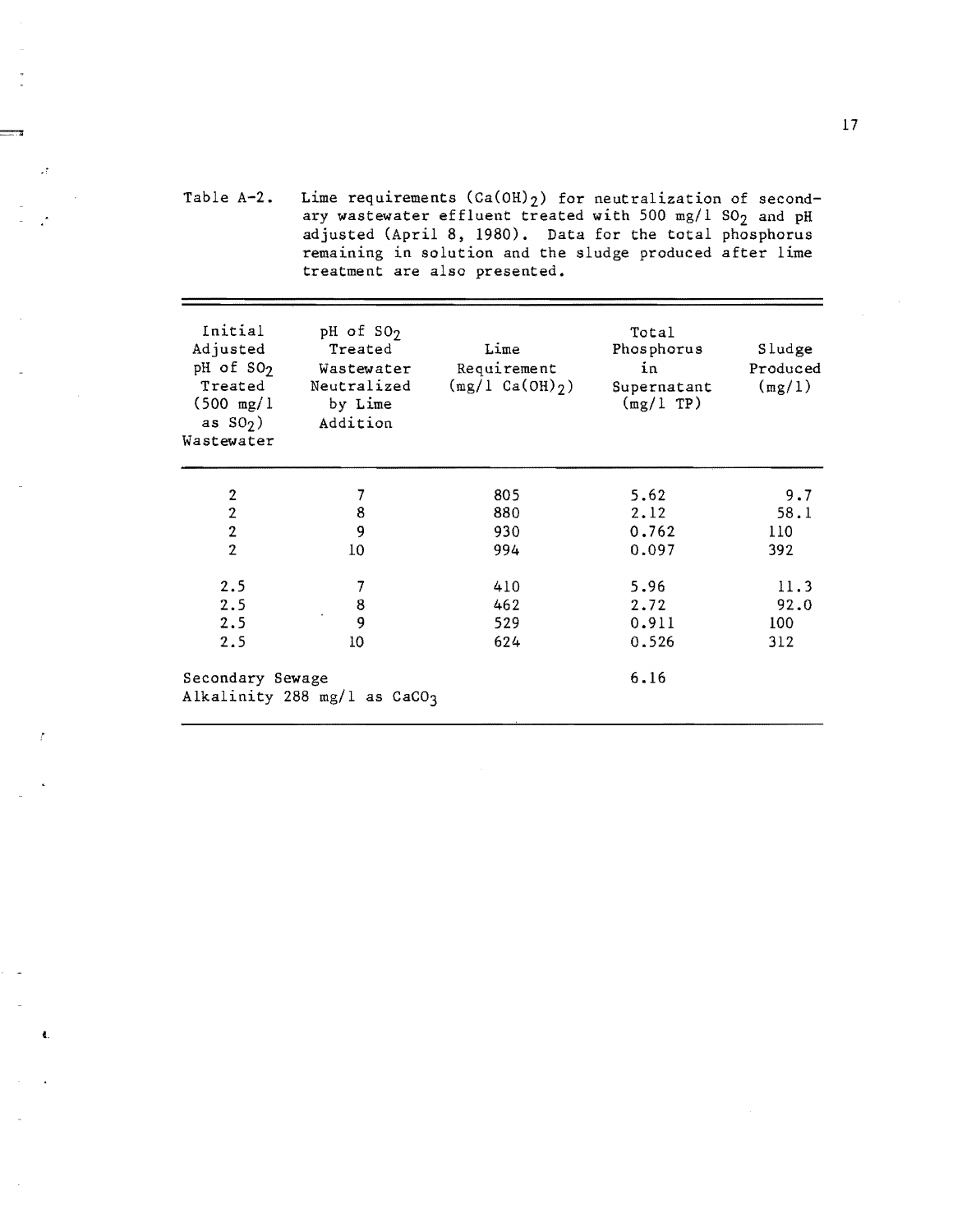Table A-2. Lime requirements ($Ca(OH)_2$) for neutralization of secondary wastewater effluent treated with 500 mg/l $SO_2$ and pH adjusted (April 8, 1980). Data for the total phosphorus remaining in solution and the sludge produced after lime treatment are also presented.

| Initial Adjusted pH of $SO_2$ Treated (500 mg/l as $SO_2$) Wastewater | pH of $SO_2$ Treated Wastewater Neutralized by Lime Addition | Lime Requirement (mg/l $Ca(OH)_2$) | Total Phosphorus in Supernatant (mg/l TP) | Sludge Produced (mg/l) |
|---|---|---|---|---|
| 2 | 7 | 805 | 5.62 | 9.7 |
| 2 | 8 | 880 | 2.12 | 58.1 |
| 2 | 9 | 930 | 0.762 | 110 |
| 2 | 10 | 994 | 0.097 | 392 |
| 2.5 | 7 | 410 | 5.96 | 11.3 |
| 2.5 | 8 | 462 | 2.72 | 92.0 |
| 2.5 | 9 | 529 | 0.911 | 100 |
| 2.5 | 10 | 624 | 0.526 | 312 |
| Secondary Sewage Alkalinity 288 mg/l as $CaCO_3$ | | | 6.16 | |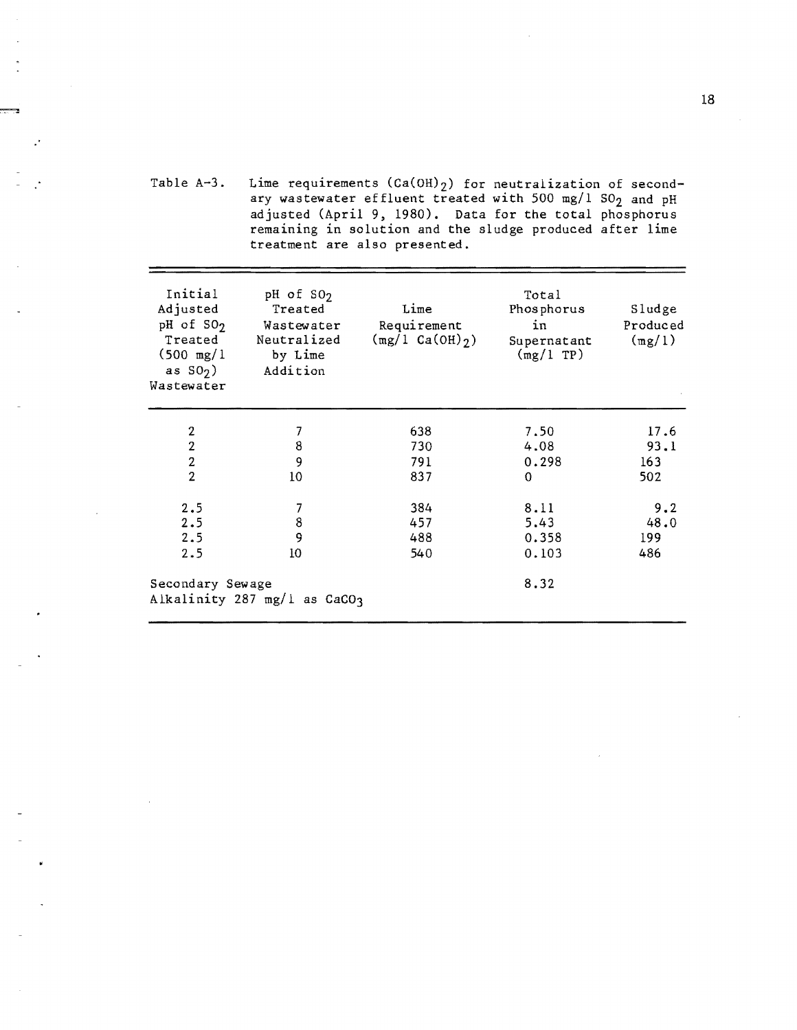Table A-3. Lime requirements ($Ca(OH)_2$) for neutralization of secondary wastewater effluent treated with 500 mg/l $SO_2$ and pH adjusted (April 9, 1980). Data for the total phosphorus remaining in solution and the sludge produced after lime treatment are also presented.

| Initial Adjusted pH of $SO_2$ Treated (500 mg/l as $SO_2$) Wastewater | pH of $SO_2$ Treated Wastewater Neutralized by Lime Addition | Lime Requirement (mg/l $Ca(OH)_2$) | Total Phosphorus in Supernatant (mg/l TP) | Sludge Produced (mg/l) |
|---|---|---|---|---|
| 2 | 7 | 638 | 7.50 | 17.6 |
| 2 | 8 | 730 | 4.08 | 93.1 |
| 2 | 9 | 791 | 0.298 | 163 |
| 2 | 10 | 837 | 0 | 502 |
| 2.5 | 7 | 384 | 8.11 | 9.2 |
| 2.5 | 8 | 457 | 5.43 | 48.0 |
| 2.5 | 9 | 488 | 0.358 | 199 |
| 2.5 | 10 | 540 | 0.103 | 486 |
| Secondary Sewage Alkalinity 287 mg/l as $CaCO_3$ | | | 8.32 | |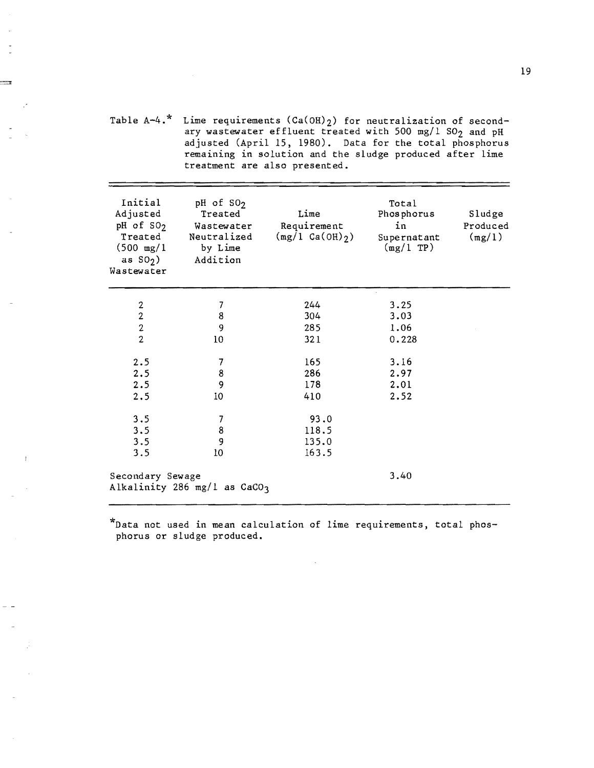Table A-4.* Lime requirements ($Ca(OH)_2$) for neutralization of secondary wastewater effluent treated with 500 mg/l $SO_2$ and pH adjusted (April 15, 1980). Data for the total phosphorus remaining in solution and the sludge produced after lime treatment are also presented.

| Initial Adjusted pH of $SO_2$ Treated (500 mg/l as $SO_2$) Wastewater | pH of $SO_2$ Treated Wastewater Neutralized by Lime Addition | Lime Requirement (mg/l $Ca(OH)_2$) | Total Phosphorus in Supernatant (mg/l TP) | Sludge Produced (mg/l) |
|---|---|---|---|---|
| 2 | 7 | 244 | 3.25 | |
| 2 | 8 | 304 | 3.03 | |
| 2 | 9 | 285 | 1.06 | |
| 2 | 10 | 321 | 0.228 | |
| 2.5 | 7 | 165 | 3.16 | |
| 2.5 | 8 | 286 | 2.97 | |
| 2.5 | 9 | 178 | 2.01 | |
| 2.5 | 10 | 410 | 2.52 | |
| 3.5 | 7 | 93.0 | | |
| 3.5 | 8 | 118.5 | | |
| 3.5 | 9 | 135.0 | | |
| 3.5 | 10 | 163.5 | | |
| Secondary Sewage Alkalinity 286 mg/l as $CaCO_3$ | | | 3.40 | |

*Data not used in mean calculation of lime requirements, total phosphorus or sludge produced.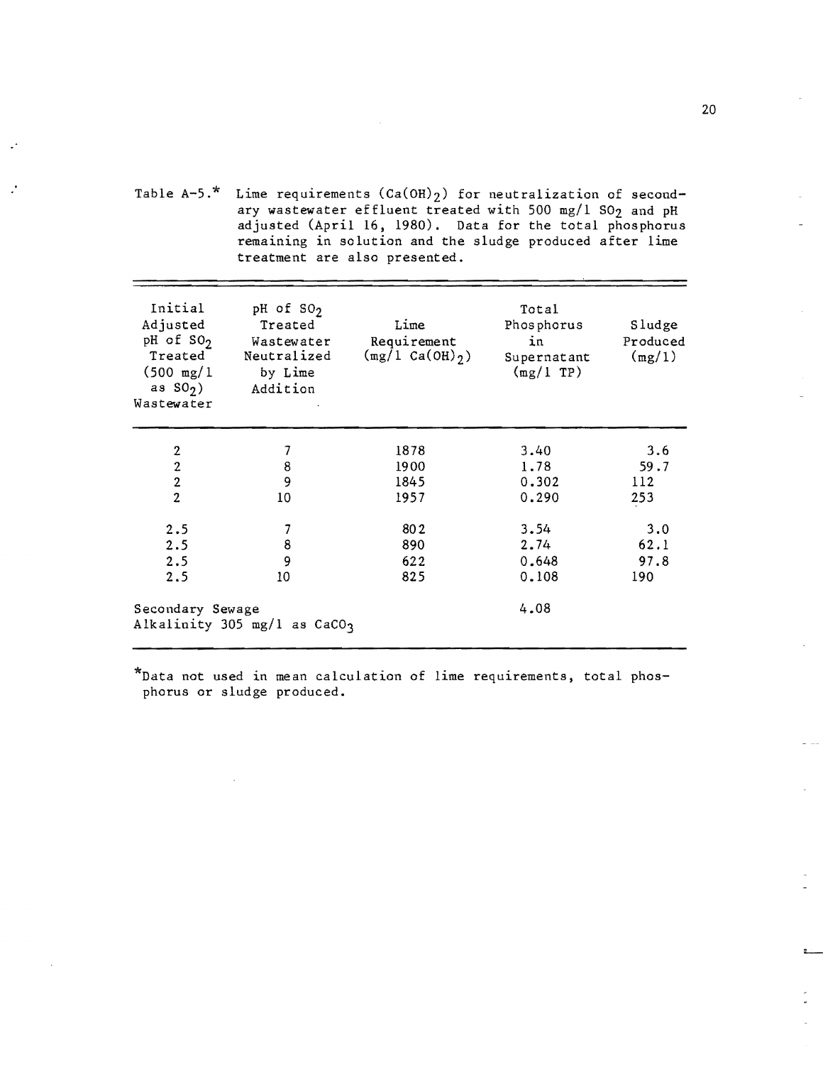Table A-5.* Lime requirements ($Ca(OH)_2$) for neutralization of secondary wastewater effluent treated with 500 mg/l $SO_2$ and pH adjusted (April 16, 1980). Data for the total phosphorus remaining in solution and the sludge produced after lime treatment are also presented.

| Initial Adjusted pH of $SO_2$ Treated (500 mg/l as $SO_2$) Wastewater | pH of $SO_2$ Treated Wastewater Neutralized by Lime Addition | Lime Requirement (mg/l $Ca(OH)_2$) | Total Phosphorus in Supernatant (mg/l TP) | Sludge Produced (mg/l) |
|---|---|---|---|---|
| 2 | 7 | 1878 | 3.40 | 3.6 |
| 2 | 8 | 1900 | 1.78 | 59.7 |
| 2 | 9 | 1845 | 0.302 | 112 |
| 2 | 10 | 1957 | 0.290 | 253 |
| 2.5 | 7 | 802 | 3.54 | 3.0 |
| 2.5 | 8 | 890 | 2.74 | 62.1 |
| 2.5 | 9 | 622 | 0.648 | 97.8 |
| 2.5 | 10 | 825 | 0.108 | 190 |
| Secondary Sewage Alkalinity 305 mg/l as $CaCO_3$ | | | 4.08 | |

*Data not used in mean calculation of lime requirements, total phosphorus or sludge produced.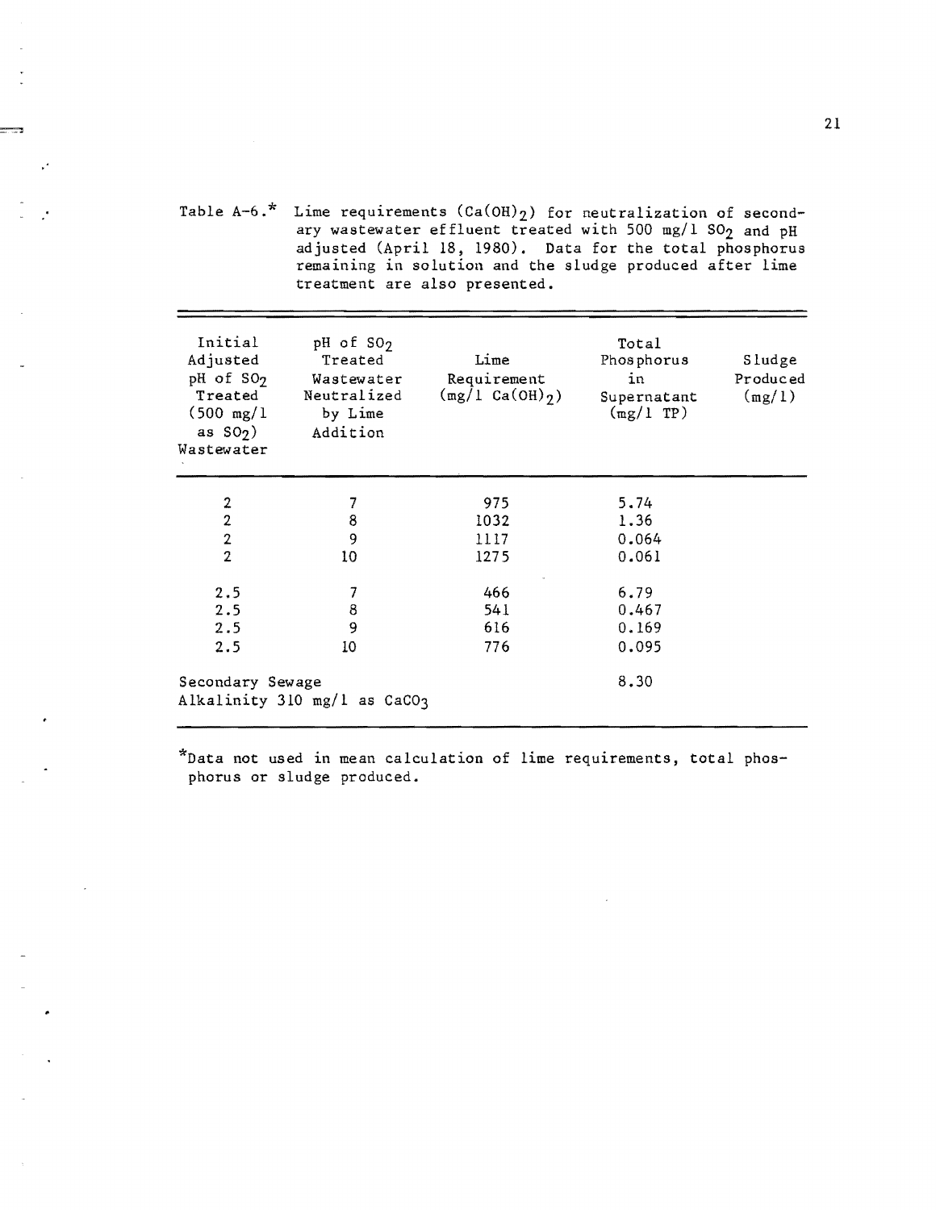Table A-6.* Lime requirements ($Ca(OH)_2$) for neutralization of secondary wastewater effluent treated with 500 mg/l $SO_2$ and pH adjusted (April 18, 1980). Data for the total phosphorus remaining in solution and the sludge produced after lime treatment are also presented.

| Initial Adjusted pH of $SO_2$ Treated (500 mg/l as $SO_2$) Wastewater | pH of $SO_2$ Treated Wastewater Neutralized by Lime Addition | Lime Requirement (mg/l $Ca(OH)_2$) | Total Phosphorus in Supernatant (mg/l TP) | Sludge Produced (mg/l) |
|---|---|---|---|---|
| 2 | 7 | 975 | 5.74 | |
| 2 | 8 | 1032 | 1.36 | |
| 2 | 9 | 1117 | 0.064 | |
| 2 | 10 | 1275 | 0.061 | |
| 2.5 | 7 | 466 | 6.79 | |
| 2.5 | 8 | 541 | 0.467 | |
| 2.5 | 9 | 616 | 0.169 | |
| 2.5 | 10 | 776 | 0.095 | |
| Secondary Sewage Alkalinity 310 mg/l as $CaCO_3$ | | | 8.30 | |

*Data not used in mean calculation of lime requirements, total phosphorus or sludge produced.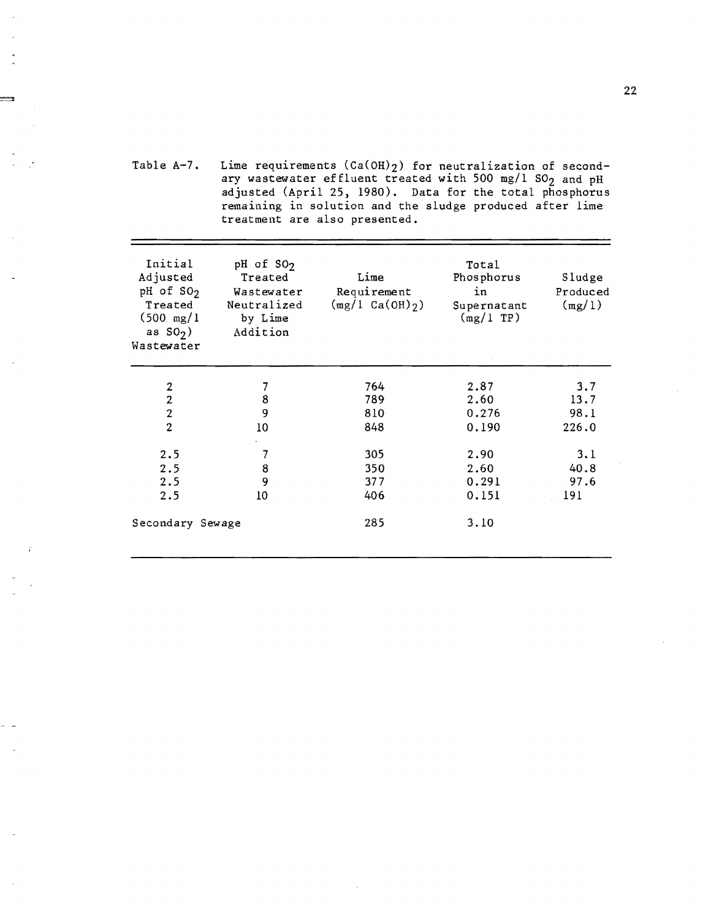Table A-7. Lime requirements ($Ca(OH)_2$) for neutralization of secondary wastewater effluent treated with 500 mg/l $SO_2$ and pH adjusted (April 25, 1980). Data for the total phosphorus remaining in solution and the sludge produced after lime treatment are also presented.

| Initial Adjusted pH of $SO_2$ Treated (500 mg/l as $SO_2$) Wastewater | pH of $SO_2$ Treated Wastewater Neutralized by Lime Addition | Lime Requirement (mg/l $Ca(OH)_2$) | Total Phosphorus in Supernatant (mg/l TP) | Sludge Produced (mg/l) |
|---|---|---|---|---|
| 2 | 7 | 764 | 2.87 | 3.7 |
| 2 | 8 | 789 | 2.60 | 13.7 |
| 2 | 9 | 810 | 0.276 | 98.1 |
| 2 | 10 | 848 | 0.190 | 226.0 |
| 2.5 | 7 | 305 | 2.90 | 3.1 |
| 2.5 | 8 | 350 | 2.60 | 40.8 |
| 2.5 | 9 | 377 | 0.291 | 97.6 |
| 2.5 | 10 | 406 | 0.151 | 191 |
| Secondary Sewage | | 285 | 3.10 | |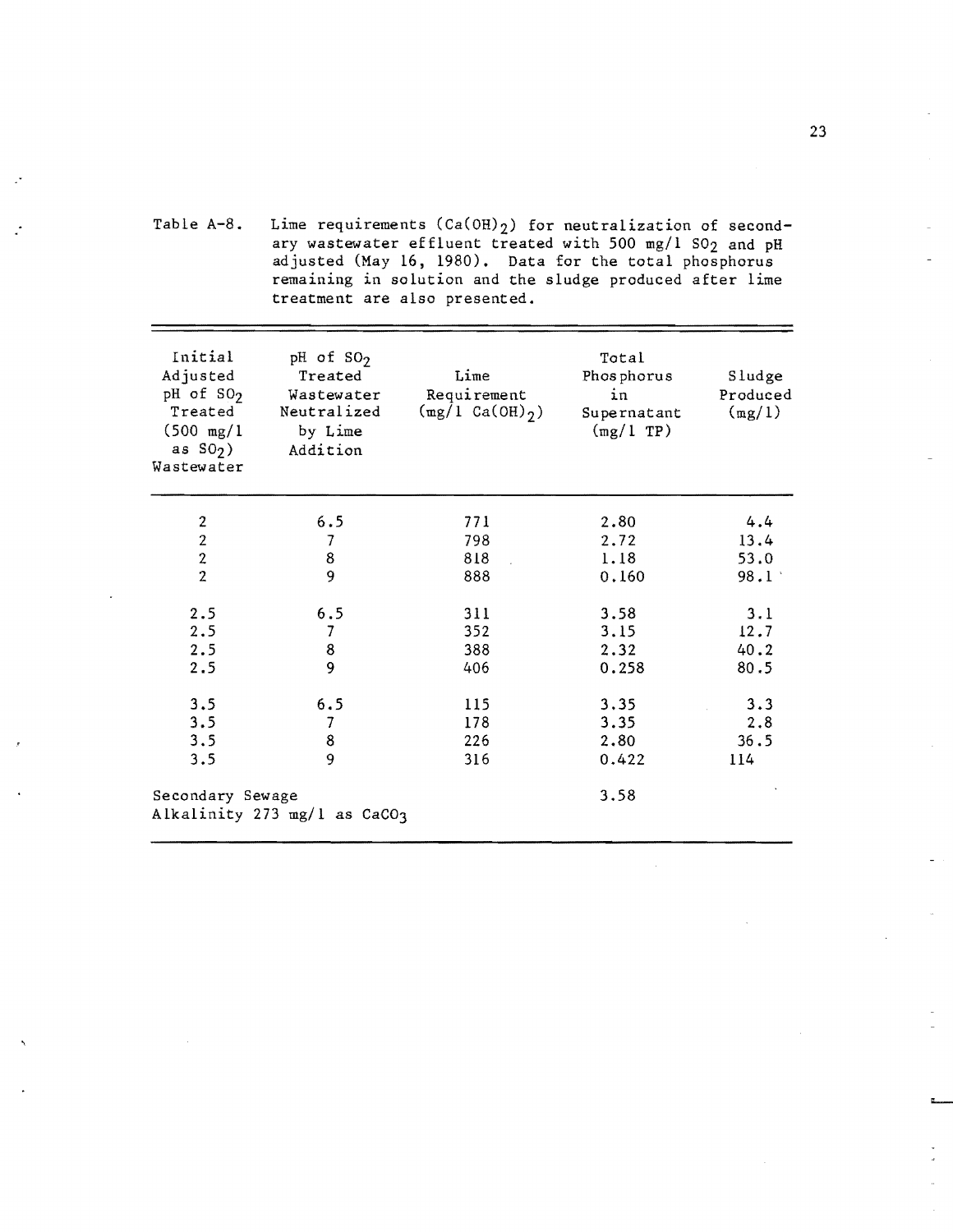Table A-8. Lime requirements ($Ca(OH)_2$) for neutralization of secondary wastewater effluent treated with 500 mg/l $SO_2$ and pH adjusted (May 16, 1980). Data for the total phosphorus remaining in solution and the sludge produced after lime treatment are also presented.

| Initial Adjusted pH of $SO_2$ Treated (500 mg/l as $SO_2$) Wastewater | pH of $SO_2$ Treated Wastewater Neutralized by Lime Addition | Lime Requirement (mg/l $Ca(OH)_2$) | Total Phosphorus in Supernatant (mg/l TP) | Sludge Produced (mg/l) |
|---|---|---|---|---|
| 2 | 6.5 | 771 | 2.80 | 4.4 |
| 2 | 7 | 798 | 2.72 | 13.4 |
| 2 | 8 | 818 | 1.18 | 53.0 |
| 2 | 9 | 888 | 0.160 | 98.1 |
| 2.5 | 6.5 | 311 | 3.58 | 3.1 |
| 2.5 | 7 | 352 | 3.15 | 12.7 |
| 2.5 | 8 | 388 | 2.32 | 40.2 |
| 2.5 | 9 | 406 | 0.258 | 80.5 |
| 3.5 | 6.5 | 115 | 3.35 | 3.3 |
| 3.5 | 7 | 178 | 3.35 | 2.8 |
| 3.5 | 8 | 226 | 2.80 | 36.5 |
| 3.5 | 9 | 316 | 0.422 | 114 |
| Secondary Sewage Alkalinity 273 mg/l as $CaCO_3$ | | | 3.58 | |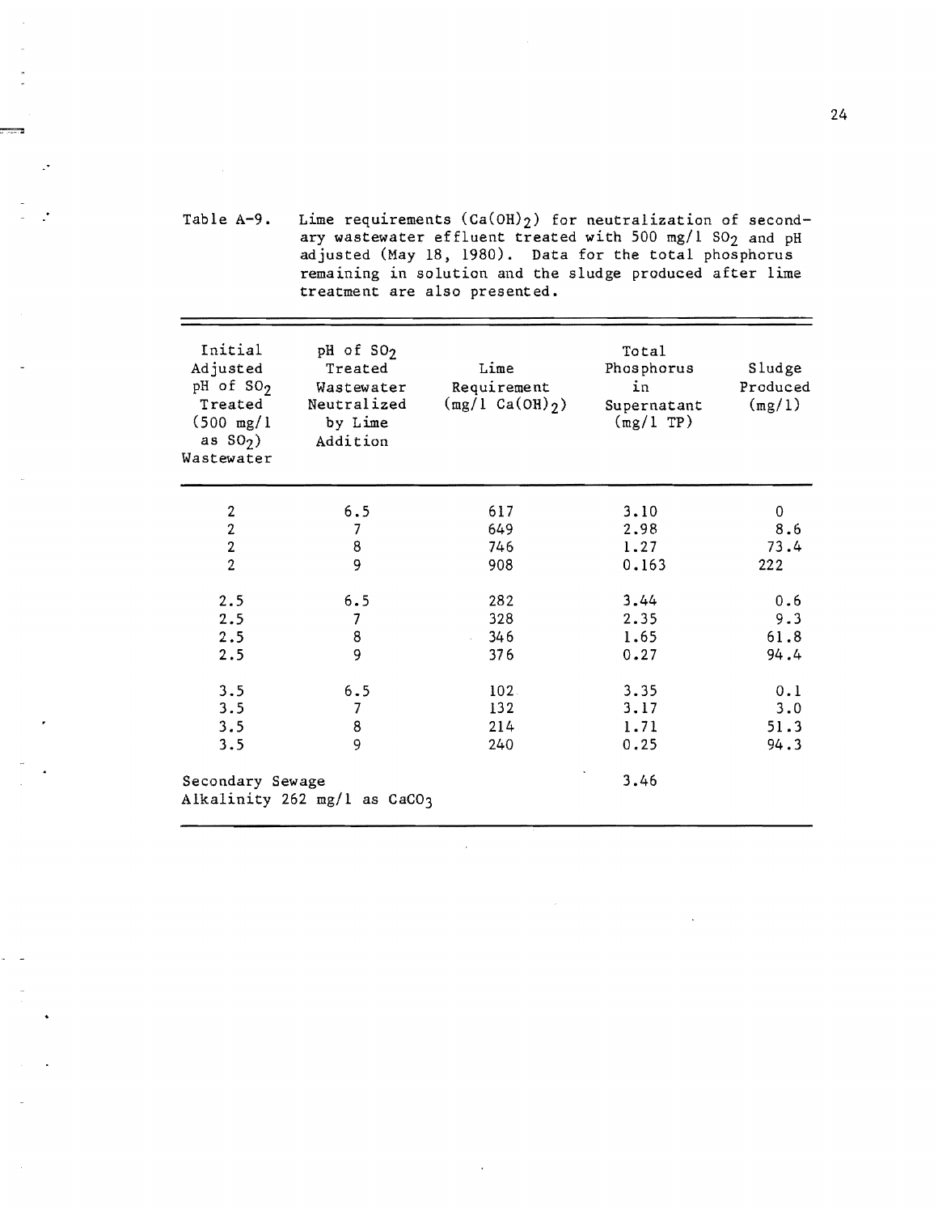Table A-9. Lime requirements ($Ca(OH)_2$) for neutralization of secondary wastewater effluent treated with 500 mg/l $SO_2$ and pH adjusted (May 18, 1980). Data for the total phosphorus remaining in solution and the sludge produced after lime treatment are also presented.

| Initial Adjusted pH of $SO_2$ Treated (500 mg/l as $SO_2$) Wastewater | pH of $SO_2$ Treated Wastewater Neutralized by Lime Addition | Lime Requirement (mg/l $Ca(OH)_2$) | Total Phosphorus in Supernatant (mg/l TP) | Sludge Produced (mg/l) |
|---|---|---|---|---|
| 2 | 6.5 | 617 | 3.10 | 0 |
| 2 | 7 | 649 | 2.98 | 8.6 |
| 2 | 8 | 746 | 1.27 | 73.4 |
| 2 | 9 | 908 | 0.163 | 222 |
| 2.5 | 6.5 | 282 | 3.44 | 0.6 |
| 2.5 | 7 | 328 | 2.35 | 9.3 |
| 2.5 | 8 | 346 | 1.65 | 61.8 |
| 2.5 | 9 | 376 | 0.27 | 94.4 |
| 3.5 | 6.5 | 102 | 3.35 | 0.1 |
| 3.5 | 7 | 132 | 3.17 | 3.0 |
| 3.5 | 8 | 214 | 1.71 | 51.3 |
| 3.5 | 9 | 240 | 0.25 | 94.3 |
| Secondary Sewage Alkalinity 262 mg/l as $CaCO_3$ | | | 3.46 | |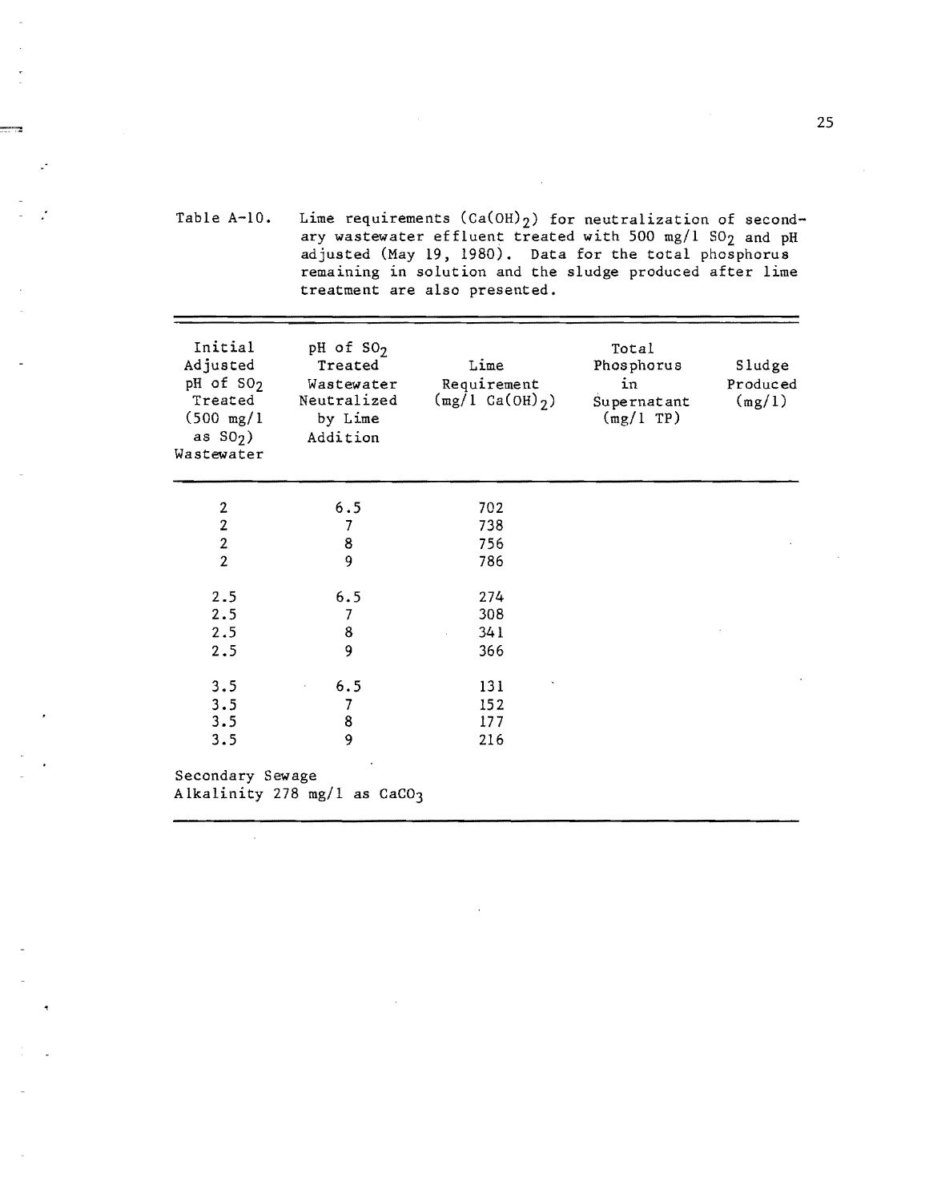Table A-10. Lime requirements ($Ca(OH)_2$) for neutralization of secondary wastewater effluent treated with 500 mg/l $SO_2$ and pH adjusted (May 19, 1980). Data for the total phosphorus remaining in solution and the sludge produced after lime treatment are also presented.

| Initial Adjusted pH of $SO_2$ Treated (500 mg/l as $SO_2$) Wastewater | pH of $SO_2$ Treated Wastewater Neutralized by Lime Addition | Lime Requirement (mg/l $Ca(OH)_2$) | Total Phosphorus in Supernatant (mg/l TP) | Sludge Produced (mg/l) |
|---|---|---|---|---|
| 2 | 6.5 | 702 | | |
| 2 | 7 | 738 | | |
| 2 | 8 | 756 | | |
| 2 | 9 | 786 | | |
| 2.5 | 6.5 | 274 | | |
| 2.5 | 7 | 308 | | |
| 2.5 | 8 | 341 | | |
| 2.5 | 9 | 366 | | |
| 3.5 | 6.5 | 131 | | |
| 3.5 | 7 | 152 | | |
| 3.5 | 8 | 177 | | |
| 3.5 | 9 | 216 | | |

Secondary Sewage
Alkalinity 278 mg/l as $CaCO_3$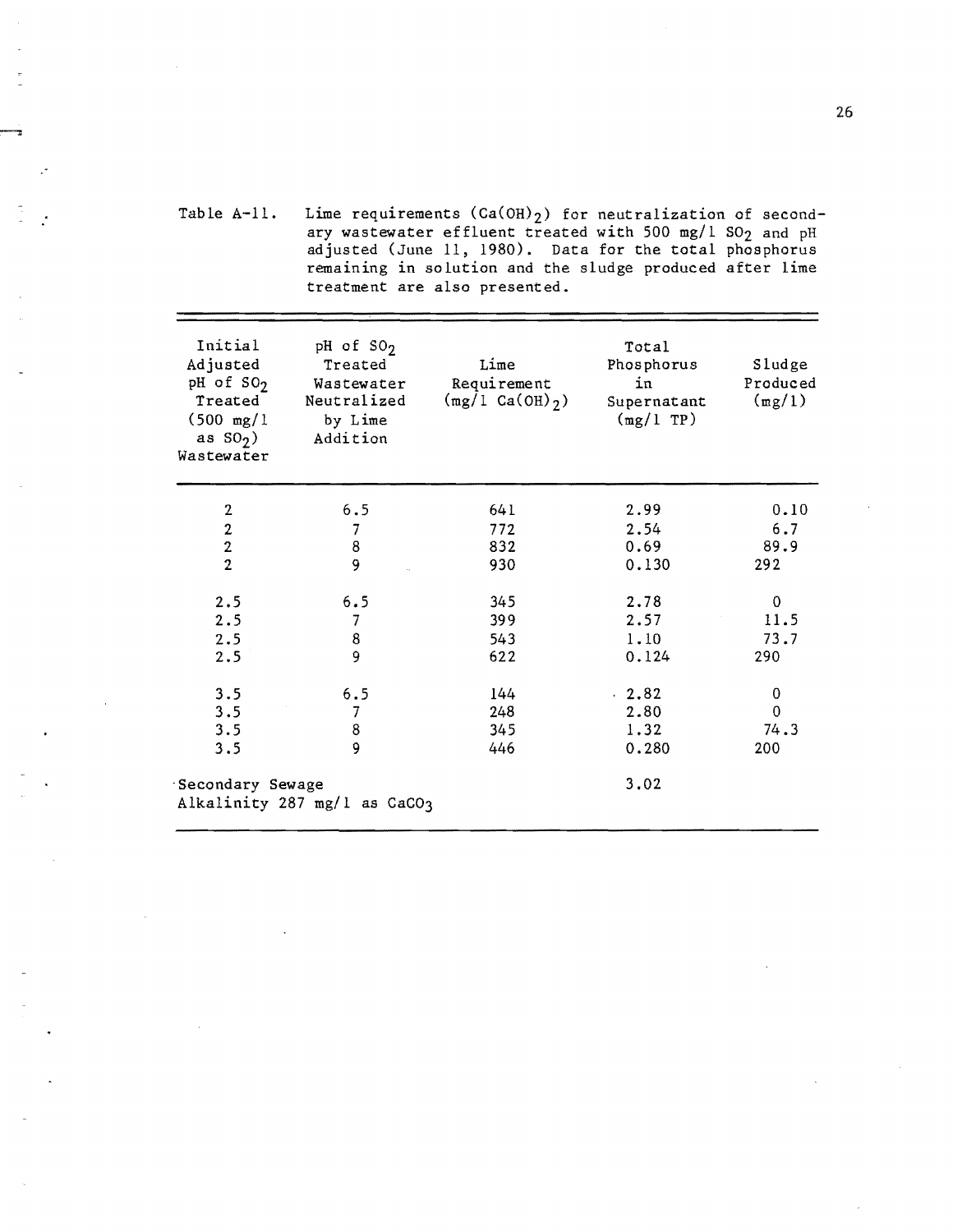Table A-11. Lime requirements ($Ca(OH)_2$) for neutralization of secondary wastewater effluent treated with 500 mg/l $SO_2$ and pH adjusted (June 11, 1980). Data for the total phosphorus remaining in solution and the sludge produced after lime treatment are also presented.

| Initial Adjusted pH of $SO_2$ Treated (500 mg/l as $SO_2$) Wastewater | pH of $SO_2$ Treated Wastewater Neutralized by Lime Addition | Lime Requirement (mg/l $Ca(OH)_2$) | Total Phosphorus in Supernatant (mg/l TP) | Sludge Produced (mg/l) |
|---|---|---|---|---|
| 2 | 6.5 | 641 | 2.99 | 0.10 |
| 2 | 7 | 772 | 2.54 | 6.7 |
| 2 | 8 | 832 | 0.69 | 89.9 |
| 2 | 9 | 930 | 0.130 | 292 |
| 2.5 | 6.5 | 345 | 2.78 | 0 |
| 2.5 | 7 | 399 | 2.57 | 11.5 |
| 2.5 | 8 | 543 | 1.10 | 73.7 |
| 2.5 | 9 | 622 | 0.124 | 290 |
| 3.5 | 6.5 | 144 | 2.82 | 0 |
| 3.5 | 7 | 248 | 2.80 | 0 |
| 3.5 | 8 | 345 | 1.32 | 74.3 |
| 3.5 | 9 | 446 | 0.280 | 200 |
| Secondary Sewage Alkalinity 287 mg/l as $CaCO_3$ | | | 3.02 | |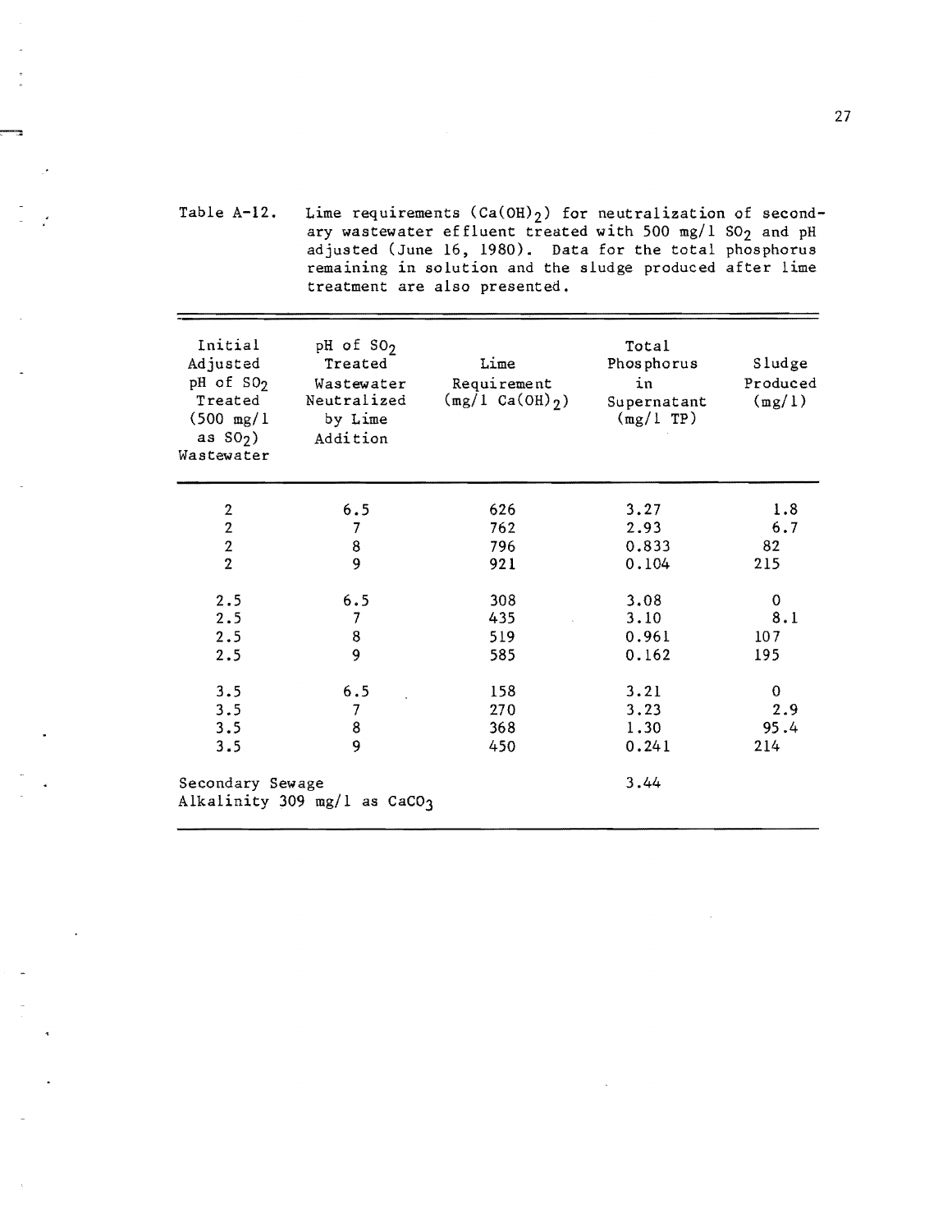Table A-12. Lime requirements ($Ca(OH)_2$) for neutralization of secondary wastewater effluent treated with 500 mg/l $SO_2$ and pH adjusted (June 16, 1980). Data for the total phosphorus remaining in solution and the sludge produced after lime treatment are also presented.

| Initial Adjusted pH of $SO_2$ Treated (500 mg/l as $SO_2$) Wastewater | pH of $SO_2$ Treated Wastewater Neutralized by Lime Addition | Lime Requirement (mg/l $Ca(OH)_2$) | Total Phosphorus in Supernatant (mg/l TP) | Sludge Produced (mg/l) |
|---|---|---|---|---|
| 2 | 6.5 | 626 | 3.27 | 1.8 |
| 2 | 7 | 762 | 2.93 | 6.7 |
| 2 | 8 | 796 | 0.833 | 82 |
| 2 | 9 | 921 | 0.104 | 215 |
| 2.5 | 6.5 | 308 | 3.08 | 0 |
| 2.5 | 7 | 435 | 3.10 | 8.1 |
| 2.5 | 8 | 519 | 0.961 | 107 |
| 2.5 | 9 | 585 | 0.162 | 195 |
| 3.5 | 6.5 | 158 | 3.21 | 0 |
| 3.5 | 7 | 270 | 3.23 | 2.9 |
| 3.5 | 8 | 368 | 1.30 | 95.4 |
| 3.5 | 9 | 450 | 0.241 | 214 |
| Secondary Sewage Alkalinity 309 mg/l as $CaCO_3$ | | | 3.44 | |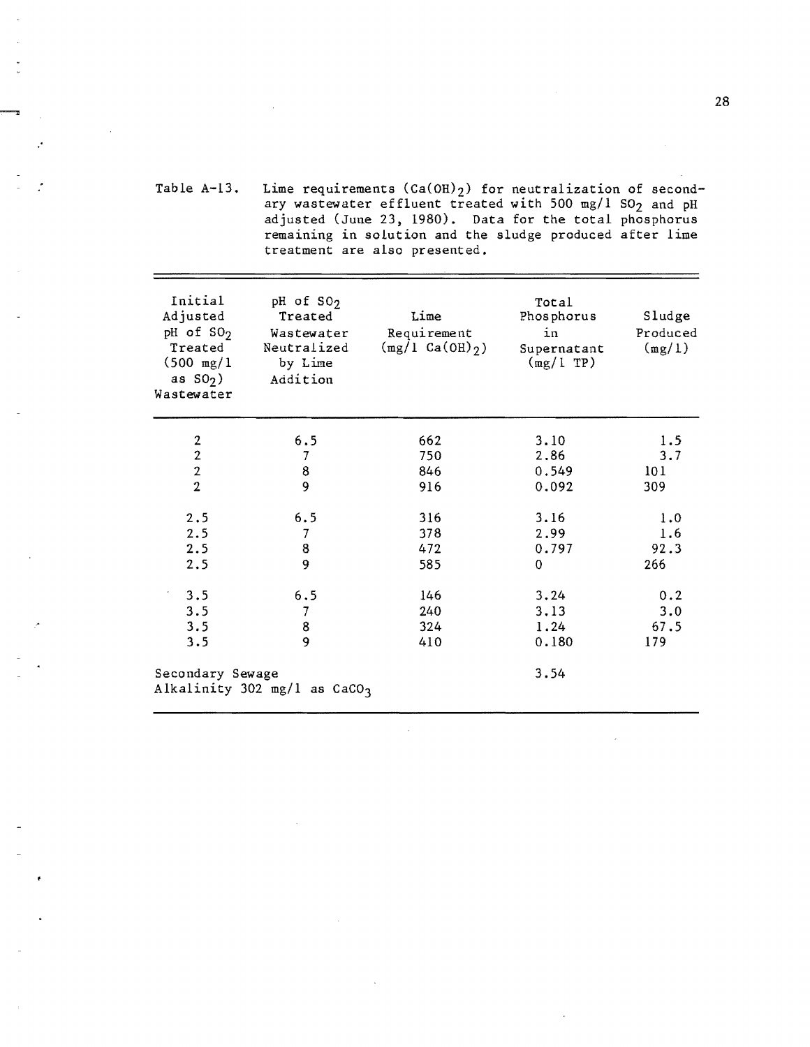Table A-13. Lime requirements ($Ca(OH)_2$) for neutralization of secondary wastewater effluent treated with 500 mg/l $SO_2$ and pH adjusted (June 23, 1980). Data for the total phosphorus remaining in solution and the sludge produced after lime treatment are also presented.

| Initial Adjusted pH of $SO_2$ Treated (500 mg/l as $SO_2$) Wastewater | pH of $SO_2$ Treated Wastewater Neutralized by Lime Addition | Lime Requirement (mg/l $Ca(OH)_2$) | Total Phosphorus in Supernatant (mg/l TP) | Sludge Produced (mg/l) |
|---|---|---|---|---|
| 2 | 6.5 | 662 | 3.10 | 1.5 |
| 2 | 7 | 750 | 2.86 | 3.7 |
| 2 | 8 | 846 | 0.549 | 101 |
| 2 | 9 | 916 | 0.092 | 309 |
| 2.5 | 6.5 | 316 | 3.16 | 1.0 |
| 2.5 | 7 | 378 | 2.99 | 1.6 |
| 2.5 | 8 | 472 | 0.797 | 92.3 |
| 2.5 | 9 | 585 | 0 | 266 |
| 3.5 | 6.5 | 146 | 3.24 | 0.2 |
| 3.5 | 7 | 240 | 3.13 | 3.0 |
| 3.5 | 8 | 324 | 1.24 | 67.5 |
| 3.5 | 9 | 410 | 0.180 | 179 |
| Secondary Sewage Alkalinity 302 mg/l as $CaCO_3$ | | | 3.54 | |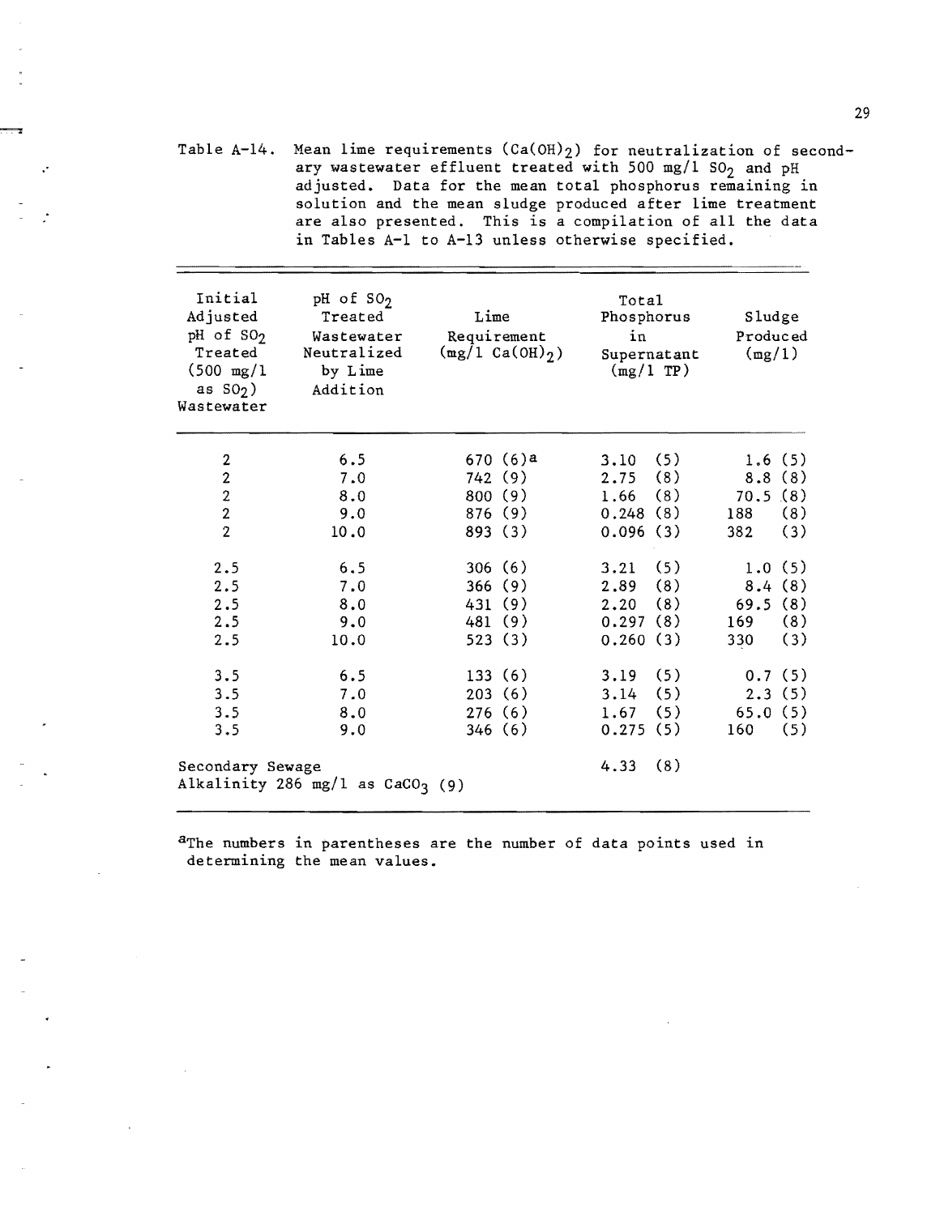Table A-14. Mean lime requirements ($Ca(OH)_2$) for neutralization of secondary wastewater effluent treated with 500 mg/l $SO_2$ and pH adjusted. Data for the mean total phosphorus remaining in solution and the mean sludge produced after lime treatment are also presented. This is a compilation of all the data in Tables A-1 to A-13 unless otherwise specified.

| Initial Adjusted pH of $SO_2$ Treated (500 mg/l as $SO_2$) Wastewater | pH of $SO_2$ Treated Wastewater Neutralized by Lime Addition | Lime Requirement (mg/l $Ca(OH)_2$) | Total Phosphorus in Supernatant (mg/l TP) | Sludge Produced (mg/l) |
|---|---|---|---|---|
| 2 | 6.5 | 670 (6)[a] | 3.10 (5) | 1.6 (5) |
| 2 | 7.0 | 742 (9) | 2.75 (8) | 8.8 (8) |
| 2 | 8.0 | 800 (9) | 1.66 (8) | 70.5 (8) |
| 2 | 9.0 | 876 (9) | 0.248 (8) | 188 (8) |
| 2 | 10.0 | 893 (3) | 0.096 (3) | 382 (3) |
| 2.5 | 6.5 | 306 (6) | 3.21 (5) | 1.0 (5) |
| 2.5 | 7.0 | 366 (9) | 2.89 (8) | 8.4 (8) |
| 2.5 | 8.0 | 431 (9) | 2.20 (8) | 69.5 (8) |
| 2.5 | 9.0 | 481 (9) | 0.297 (8) | 169 (8) |
| 2.5 | 10.0 | 523 (3) | 0.260 (3) | 330 (3) |
| 3.5 | 6.5 | 133 (6) | 3.19 (5) | 0.7 (5) |
| 3.5 | 7.0 | 203 (6) | 3.14 (5) | 2.3 (5) |
| 3.5 | 8.0 | 276 (6) | 1.67 (5) | 65.0 (5) |
| 3.5 | 9.0 | 346 (6) | 0.275 (5) | 160 (5) |
| Secondary Sewage Alkalinity 286 mg/l as $CaCO_3$ (9) | | | 4.33 (8) | |

[a]The numbers in parentheses are the number of data points used in determining the mean values.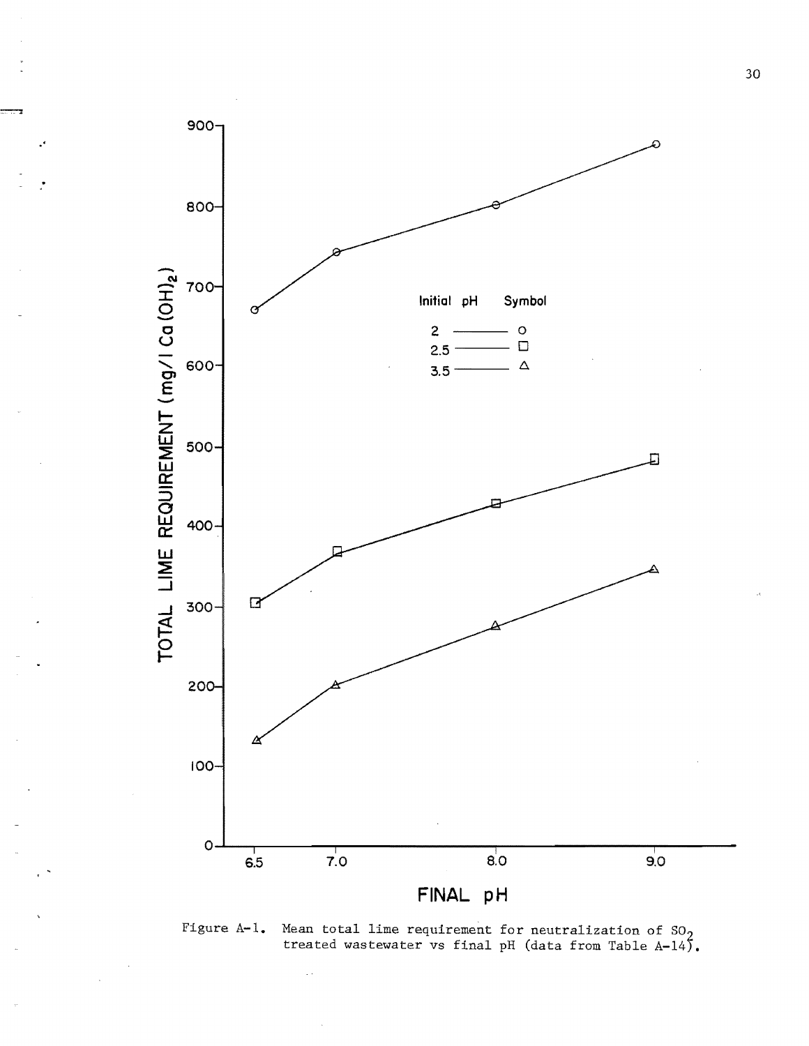Figure A-1. Mean total lime requirement for neutralization of $SO_2$ treated wastewater vs final pH (data from Table A-14).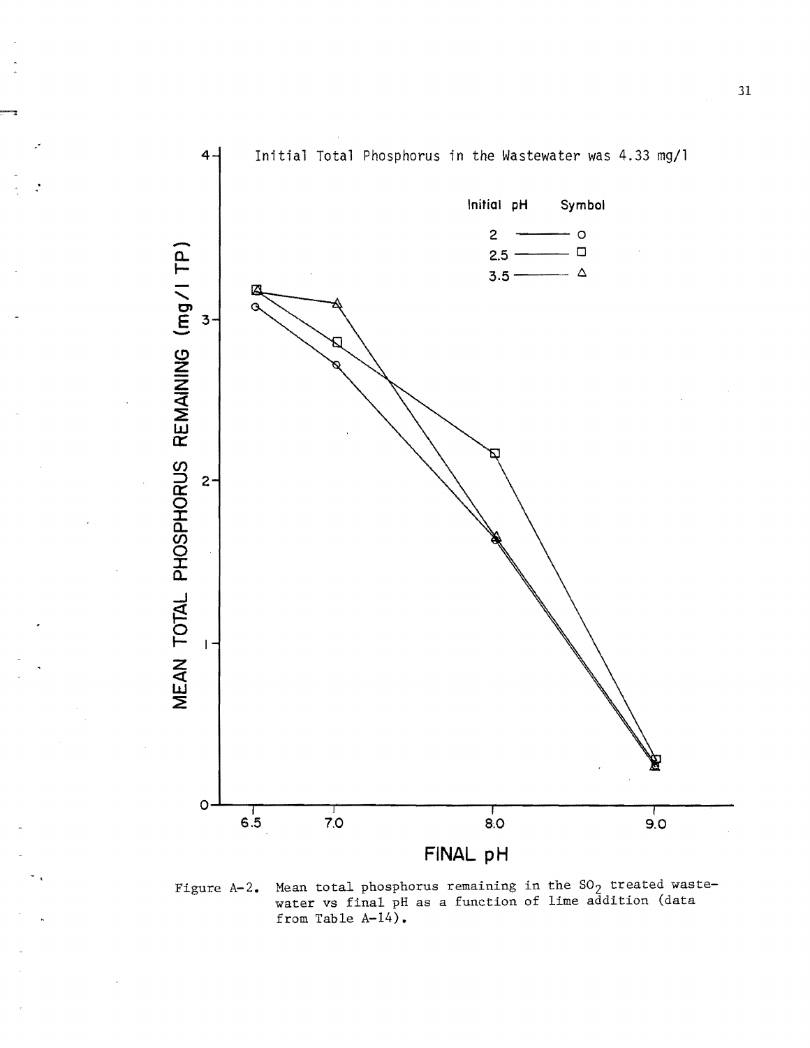Initial Total Phosphorus in the Wastewater was 4.33 mg/l

| Initial pH | Symbol |
| --- | --- |
| 2 | ○ |
| 2.5 | □ |
| 3.5 | △ |

MEAN TOTAL PHOSPHORUS REMAINING (mg/l TP)

FINAL pH

Figure A-2. Mean total phosphorus remaining in the $SO_2$ treated wastewater vs final pH as a function of lime addition (data from Table A-14).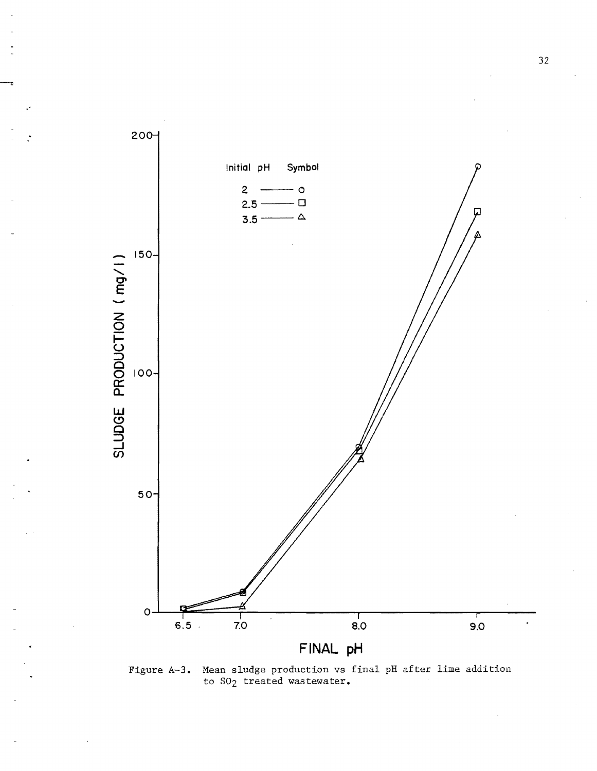200

150

100

50

0

SLUDGE PRODUCTION ( mg/l )

Initial pH Symbol

2 ——— o

2.5 ——— □

3.5 ——— △

6.5

7.0

8.0

9.0

FINAL pH

Figure A-3. Mean sludge production vs final pH after lime addition to $SO_2$ treated wastewater.